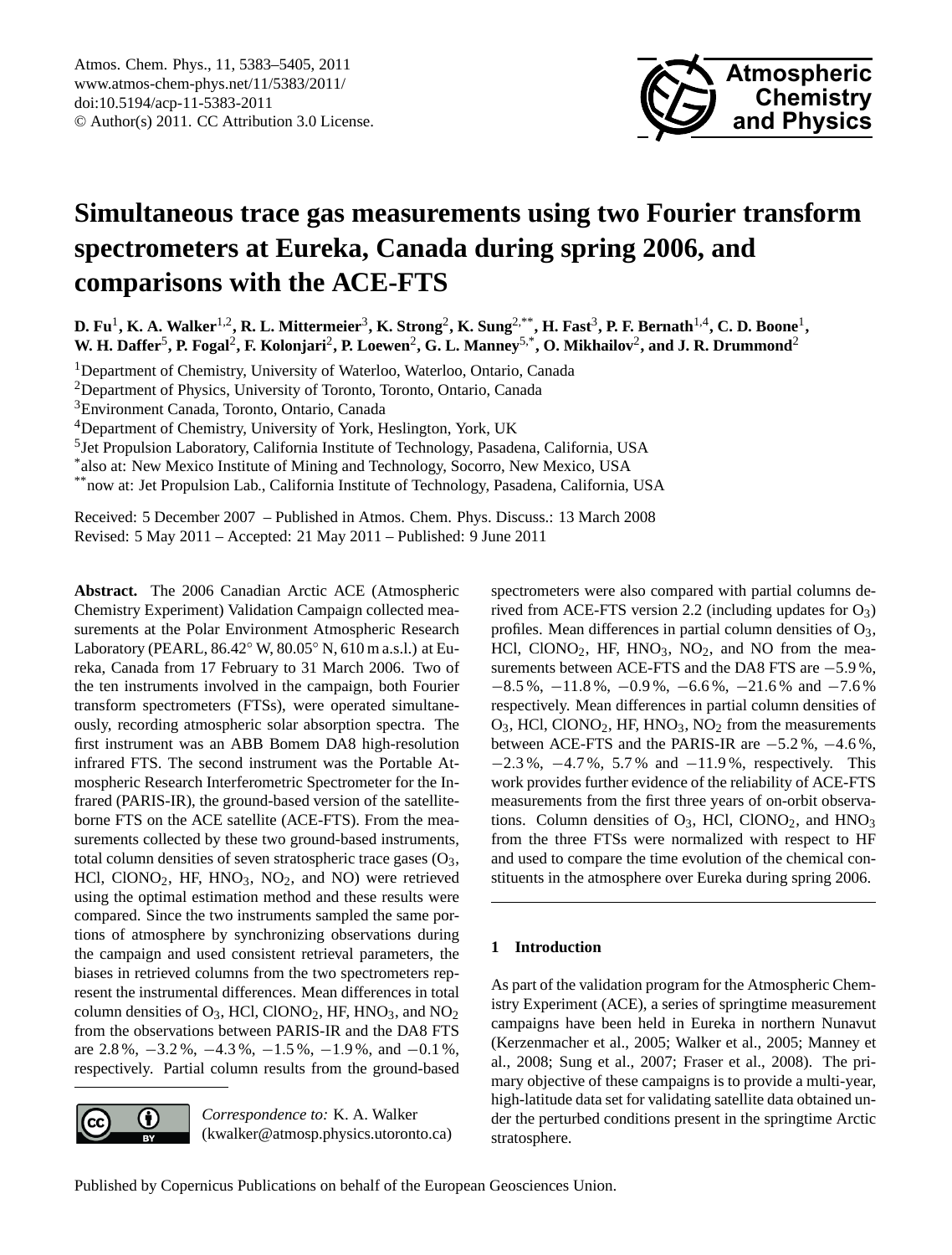# Simultaneous trace gas measurements using two Fourier transform spectrometers at Eureka, Canada during spring 2006, and comparisons with the ACE-FTS

**D. Fu[1], K. A. Walker[1,2], R. L. Mittermeier[3], K. Strong[2], K. Sung[2,**], H. Fast[3], P. F. Bernath[1,4], C. D. Boone[1], W. H. Daffer[5], P. Fogal[2], F. Kolonjari[2], P. Loewen[2], G. L. Manney[5,*], O. Mikhailov[2], and J. R. Drummond[2]**

[1]Department of Chemistry, University of Waterloo, Waterloo, Ontario, Canada
[2]Department of Physics, University of Toronto, Toronto, Ontario, Canada
[3]Environment Canada, Toronto, Ontario, Canada
[4]Department of Chemistry, University of York, Heslington, York, UK
[5]Jet Propulsion Laboratory, California Institute of Technology, Pasadena, California, USA
[*]also at: New Mexico Institute of Mining and Technology, Socorro, New Mexico, USA
[**]now at: Jet Propulsion Lab., California Institute of Technology, Pasadena, California, USA

Received: 5 December 2007 – Published in Atmos. Chem. Phys. Discuss.: 13 March 2008
Revised: 5 May 2011 – Accepted: 21 May 2011 – Published: 9 June 2011

**Abstract.** The 2006 Canadian Arctic ACE (Atmospheric Chemistry Experiment) Validation Campaign collected measurements at the Polar Environment Atmospheric Research Laboratory (PEARL, 86.42° W, 80.05° N, 610 m a.s.l.) at Eureka, Canada from 17 February to 31 March 2006. Two of the ten instruments involved in the campaign, both Fourier transform spectrometers (FTSs), were operated simultaneously, recording atmospheric solar absorption spectra. The first instrument was an ABB Bomem DA8 high-resolution infrared FTS. The second instrument was the Portable Atmospheric Research Interferometric Spectrometer for the Infrared (PARIS-IR), the ground-based version of the satellite-borne FTS on the ACE satellite (ACE-FTS). From the measurements collected by these two ground-based instruments, total column densities of seven stratospheric trace gases ($O_3$, HCl, $ClONO_2$, HF, $HNO_3$, $NO_2$, and NO) were retrieved using the optimal estimation method and these results were compared. Since the two instruments sampled the same portions of atmosphere by synchronizing observations during the campaign and used consistent retrieval parameters, the biases in retrieved columns from the two spectrometers represent the instrumental differences. Mean differences in total column densities of $O_3$, HCl, $ClONO_2$, HF, $HNO_3$, and $NO_2$ from the observations between PARIS-IR and the DA8 FTS are 2.8 %, −3.2 %, −4.3 %, −1.5 %, −1.9 %, and −0.1 %, respectively. Partial column results from the ground-based spectrometers were also compared with partial columns derived from ACE-FTS version 2.2 (including updates for $O_3$) profiles. Mean differences in partial column densities of $O_3$, HCl, $ClONO_2$, HF, $HNO_3$, $NO_2$, and NO from the measurements between ACE-FTS and the DA8 FTS are −5.9 %, −8.5 %, −11.8 %, −0.9 %, −6.6 %, −21.6 % and −7.6 % respectively. Mean differences in partial column densities of $O_3$, HCl, $ClONO_2$, HF, $HNO_3$, $NO_2$ from the measurements between ACE-FTS and the PARIS-IR are −5.2 %, −4.6 %, −2.3 %, −4.7 %, 5.7 % and −11.9 %, respectively. This work provides further evidence of the reliability of ACE-FTS measurements from the first three years of on-orbit observations. Column densities of $O_3$, HCl, $ClONO_2$, and $HNO_3$ from the three FTSs were normalized with respect to HF and used to compare the time evolution of the chemical constituents in the atmosphere over Eureka during spring 2006.

*Correspondence to:* K. A. Walker (kwalker@atmosp.physics.utoronto.ca)

## 1 Introduction

As part of the validation program for the Atmospheric Chemistry Experiment (ACE), a series of springtime measurement campaigns have been held in Eureka in northern Nunavut (Kerzenmacher et al., 2005; Walker et al., 2005; Manney et al., 2008; Sung et al., 2007; Fraser et al., 2008). The primary objective of these campaigns is to provide a multi-year, high-latitude data set for validating satellite data obtained under the perturbed conditions present in the springtime Arctic stratosphere.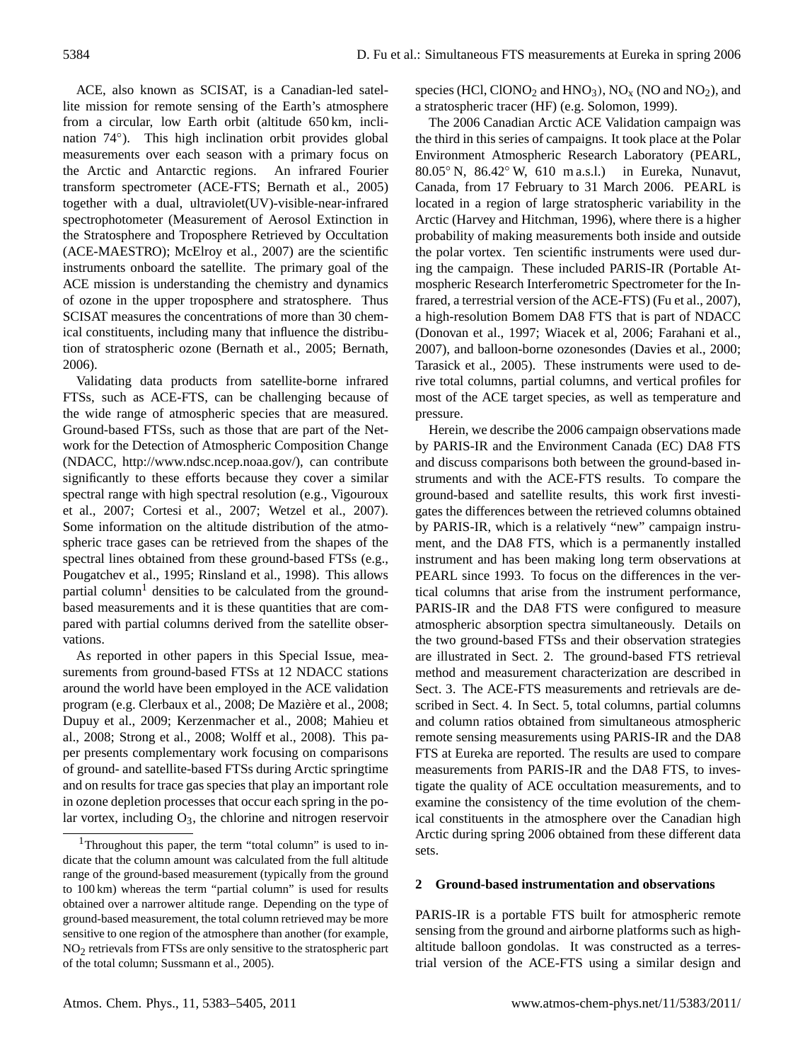ACE, also known as SCISAT, is a Canadian-led satellite mission for remote sensing of the Earth's atmosphere from a circular, low Earth orbit (altitude 650 km, inclination 74°). This high inclination orbit provides global measurements over each season with a primary focus on the Arctic and Antarctic regions. An infrared Fourier transform spectrometer (ACE-FTS; Bernath et al., 2005) together with a dual, ultraviolet(UV)-visible-near-infrared spectrophotometer (Measurement of Aerosol Extinction in the Stratosphere and Troposphere Retrieved by Occultation (ACE-MAESTRO); McElroy et al., 2007) are the scientific instruments onboard the satellite. The primary goal of the ACE mission is understanding the chemistry and dynamics of ozone in the upper troposphere and stratosphere. Thus SCISAT measures the concentrations of more than 30 chemical constituents, including many that influence the distribution of stratospheric ozone (Bernath et al., 2005; Bernath, 2006).

Validating data products from satellite-borne infrared FTSs, such as ACE-FTS, can be challenging because of the wide range of atmospheric species that are measured. Ground-based FTSs, such as those that are part of the Network for the Detection of Atmospheric Composition Change (NDACC, http://www.ndsc.ncep.noaa.gov/), can contribute significantly to these efforts because they cover a similar spectral range with high spectral resolution (e.g., Vigouroux et al., 2007; Cortesi et al., 2007; Wetzel et al., 2007). Some information on the altitude distribution of the atmospheric trace gases can be retrieved from the shapes of the spectral lines obtained from these ground-based FTSs (e.g., Pougatchev et al., 1995; Rinsland et al., 1998). This allows partial column[1] densities to be calculated from the ground-based measurements and it is these quantities that are compared with partial columns derived from the satellite observations.

As reported in other papers in this Special Issue, measurements from ground-based FTSs at 12 NDACC stations around the world have been employed in the ACE validation program (e.g. Clerbaux et al., 2008; De Mazière et al., 2008; Dupuy et al., 2009; Kerzenmacher et al., 2008; Mahieu et al., 2008; Strong et al., 2008; Wolff et al., 2008). This paper presents complementary work focusing on comparisons of ground- and satellite-based FTSs during Arctic springtime and on results for trace gas species that play an important role in ozone depletion processes that occur each spring in the polar vortex, including $O_3$, the chlorine and nitrogen reservoir species (HCl, $ClONO_2$ and $HNO_3$), $NO_x$ (NO and $NO_2$), and a stratospheric tracer (HF) (e.g. Solomon, 1999).

The 2006 Canadian Arctic ACE Validation campaign was the third in this series of campaigns. It took place at the Polar Environment Atmospheric Research Laboratory (PEARL, 80.05° N, 86.42° W, 610 m a.s.l.) in Eureka, Nunavut, Canada, from 17 February to 31 March 2006. PEARL is located in a region of large stratospheric variability in the Arctic (Harvey and Hitchman, 1996), where there is a higher probability of making measurements both inside and outside the polar vortex. Ten scientific instruments were used during the campaign. These included PARIS-IR (Portable Atmospheric Research Interferometric Spectrometer for the Infrared, a terrestrial version of the ACE-FTS) (Fu et al., 2007), a high-resolution Bomem DA8 FTS that is part of NDACC (Donovan et al., 1997; Wiacek et al, 2006; Farahani et al., 2007), and balloon-borne ozonesondes (Davies et al., 2000; Tarasick et al., 2005). These instruments were used to derive total columns, partial columns, and vertical profiles for most of the ACE target species, as well as temperature and pressure.

Herein, we describe the 2006 campaign observations made by PARIS-IR and the Environment Canada (EC) DA8 FTS and discuss comparisons both between the ground-based instruments and with the ACE-FTS results. To compare the ground-based and satellite results, this work first investigates the differences between the retrieved columns obtained by PARIS-IR, which is a relatively "new" campaign instrument, and the DA8 FTS, which is a permanently installed instrument and has been making long term observations at PEARL since 1993. To focus on the differences in the vertical columns that arise from the instrument performance, PARIS-IR and the DA8 FTS were configured to measure atmospheric absorption spectra simultaneously. Details on the two ground-based FTSs and their observation strategies are illustrated in Sect. 2. The ground-based FTS retrieval method and measurement characterization are described in Sect. 3. The ACE-FTS measurements and retrievals are described in Sect. 4. In Sect. 5, total columns, partial columns and column ratios obtained from simultaneous atmospheric remote sensing measurements using PARIS-IR and the DA8 FTS at Eureka are reported. The results are used to compare measurements from PARIS-IR and the DA8 FTS, to investigate the quality of ACE occultation measurements, and to examine the consistency of the time evolution of the chemical constituents in the atmosphere over the Canadian high Arctic during spring 2006 obtained from these different data sets.

## 2 Ground-based instrumentation and observations

PARIS-IR is a portable FTS built for atmospheric remote sensing from the ground and airborne platforms such as high-altitude balloon gondolas. It was constructed as a terrestrial version of the ACE-FTS using a similar design and

[1] Throughout this paper, the term "total column" is used to indicate that the column amount was calculated from the full altitude range of the ground-based measurement (typically from the ground to 100 km) whereas the term "partial column" is used for results obtained over a narrower altitude range. Depending on the type of ground-based measurement, the total column retrieved may be more sensitive to one region of the atmosphere than another (for example, $NO_2$ retrievals from FTSs are only sensitive to the stratospheric part of the total column; Sussmann et al., 2005).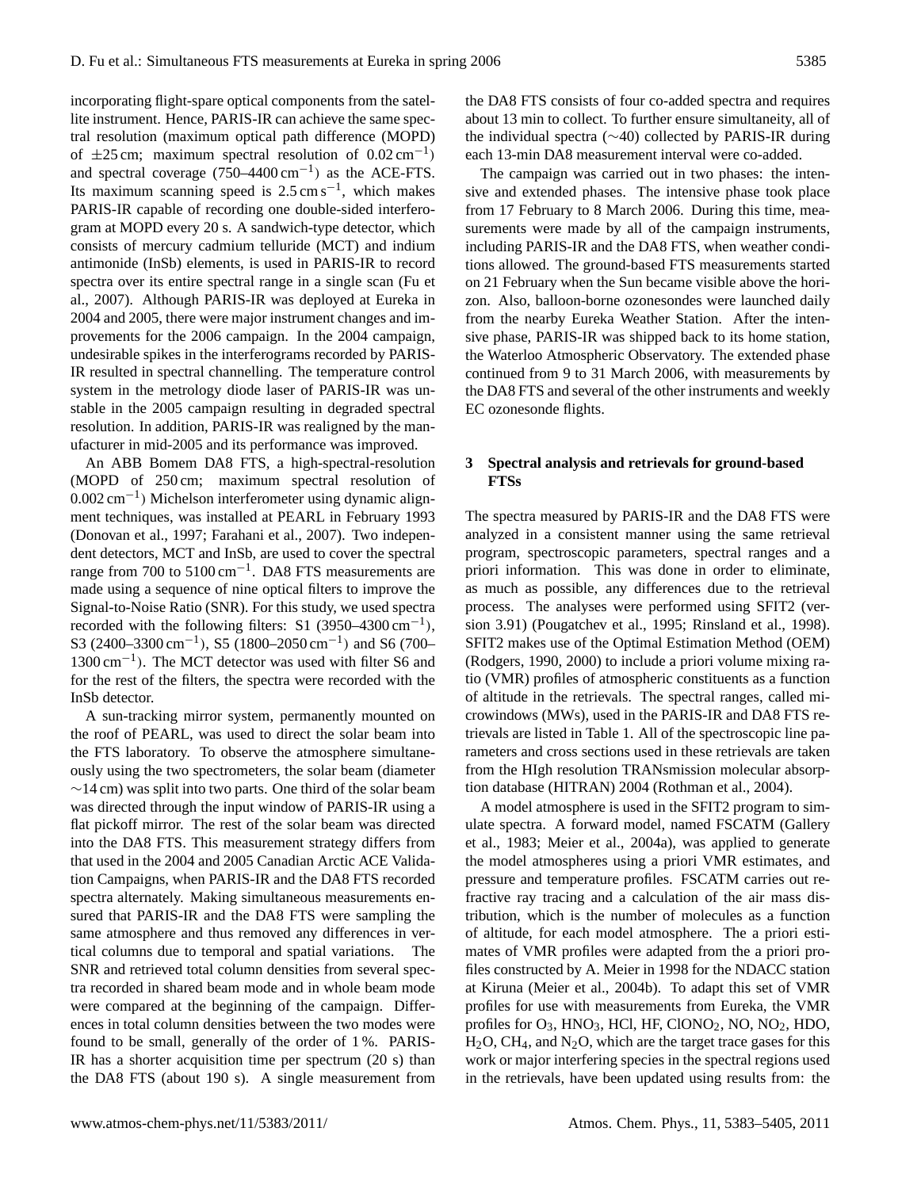incorporating flight-spare optical components from the satellite instrument. Hence, PARIS-IR can achieve the same spectral resolution (maximum optical path difference (MOPD) of ±25 cm; maximum spectral resolution of 0.02 $cm^{-1}$) and spectral coverage (750–4400 $cm^{-1}$) as the ACE-FTS. Its maximum scanning speed is 2.5 $cm\,s^{-1}$, which makes PARIS-IR capable of recording one double-sided interferogram at MOPD every 20 s. A sandwich-type detector, which consists of mercury cadmium telluride (MCT) and indium antimonide (InSb) elements, is used in PARIS-IR to record spectra over its entire spectral range in a single scan (Fu et al., 2007). Although PARIS-IR was deployed at Eureka in 2004 and 2005, there were major instrument changes and improvements for the 2006 campaign. In the 2004 campaign, undesirable spikes in the interferograms recorded by PARIS-IR resulted in spectral channelling. The temperature control system in the metrology diode laser of PARIS-IR was unstable in the 2005 campaign resulting in degraded spectral resolution. In addition, PARIS-IR was realigned by the manufacturer in mid-2005 and its performance was improved.

An ABB Bomem DA8 FTS, a high-spectral-resolution (MOPD of 250 cm; maximum spectral resolution of 0.002 $cm^{-1}$) Michelson interferometer using dynamic alignment techniques, was installed at PEARL in February 1993 (Donovan et al., 1997; Farahani et al., 2007). Two independent detectors, MCT and InSb, are used to cover the spectral range from 700 to 5100 $cm^{-1}$. DA8 FTS measurements are made using a sequence of nine optical filters to improve the Signal-to-Noise Ratio (SNR). For this study, we used spectra recorded with the following filters: S1 (3950–4300 $cm^{-1}$), S3 (2400–3300 $cm^{-1}$), S5 (1800–2050 $cm^{-1}$) and S6 (700–1300 $cm^{-1}$). The MCT detector was used with filter S6 and for the rest of the filters, the spectra were recorded with the InSb detector.

A sun-tracking mirror system, permanently mounted on the roof of PEARL, was used to direct the solar beam into the FTS laboratory. To observe the atmosphere simultaneously using the two spectrometers, the solar beam (diameter ∼14 cm) was split into two parts. One third of the solar beam was directed through the input window of PARIS-IR using a flat pickoff mirror. The rest of the solar beam was directed into the DA8 FTS. This measurement strategy differs from that used in the 2004 and 2005 Canadian Arctic ACE Validation Campaigns, when PARIS-IR and the DA8 FTS recorded spectra alternately. Making simultaneous measurements ensured that PARIS-IR and the DA8 FTS were sampling the same atmosphere and thus removed any differences in vertical columns due to temporal and spatial variations. The SNR and retrieved total column densities from several spectra recorded in shared beam mode and in whole beam mode were compared at the beginning of the campaign. Differences in total column densities between the two modes were found to be small, generally of the order of 1 %. PARIS-IR has a shorter acquisition time per spectrum (20 s) than the DA8 FTS (about 190 s). A single measurement from the DA8 FTS consists of four co-added spectra and requires about 13 min to collect. To further ensure simultaneity, all of the individual spectra (∼40) collected by PARIS-IR during each 13-min DA8 measurement interval were co-added.

The campaign was carried out in two phases: the intensive and extended phases. The intensive phase took place from 17 February to 8 March 2006. During this time, measurements were made by all of the campaign instruments, including PARIS-IR and the DA8 FTS, when weather conditions allowed. The ground-based FTS measurements started on 21 February when the Sun became visible above the horizon. Also, balloon-borne ozonesondes were launched daily from the nearby Eureka Weather Station. After the intensive phase, PARIS-IR was shipped back to its home station, the Waterloo Atmospheric Observatory. The extended phase continued from 9 to 31 March 2006, with measurements by the DA8 FTS and several of the other instruments and weekly EC ozonesonde flights.

## 3 Spectral analysis and retrievals for ground-based FTSs

The spectra measured by PARIS-IR and the DA8 FTS were analyzed in a consistent manner using the same retrieval program, spectroscopic parameters, spectral ranges and a priori information. This was done in order to eliminate, as much as possible, any differences due to the retrieval process. The analyses were performed using SFIT2 (version 3.91) (Pougatchev et al., 1995; Rinsland et al., 1998). SFIT2 makes use of the Optimal Estimation Method (OEM) (Rodgers, 1990, 2000) to include a priori volume mixing ratio (VMR) profiles of atmospheric constituents as a function of altitude in the retrievals. The spectral ranges, called microwindows (MWs), used in the PARIS-IR and DA8 FTS retrievals are listed in Table 1. All of the spectroscopic line parameters and cross sections used in these retrievals are taken from the HIgh resolution TRANsmission molecular absorption database (HITRAN) 2004 (Rothman et al., 2004).

A model atmosphere is used in the SFIT2 program to simulate spectra. A forward model, named FSCATM (Gallery et al., 1983; Meier et al., 2004a), was applied to generate the model atmospheres using a priori VMR estimates, and pressure and temperature profiles. FSCATM carries out refractive ray tracing and a calculation of the air mass distribution, which is the number of molecules as a function of altitude, for each model atmosphere. The a priori estimates of VMR profiles were adapted from the a priori profiles constructed by A. Meier in 1998 for the NDACC station at Kiruna (Meier et al., 2004b). To adapt this set of VMR profiles for use with measurements from Eureka, the VMR profiles for $O_3$, $HNO_3$, HCl, HF, $ClONO_2$, NO, $NO_2$, HDO, $H_2O$, $CH_4$, and $N_2O$, which are the target trace gases for this work or major interfering species in the spectral regions used in the retrievals, have been updated using results from: the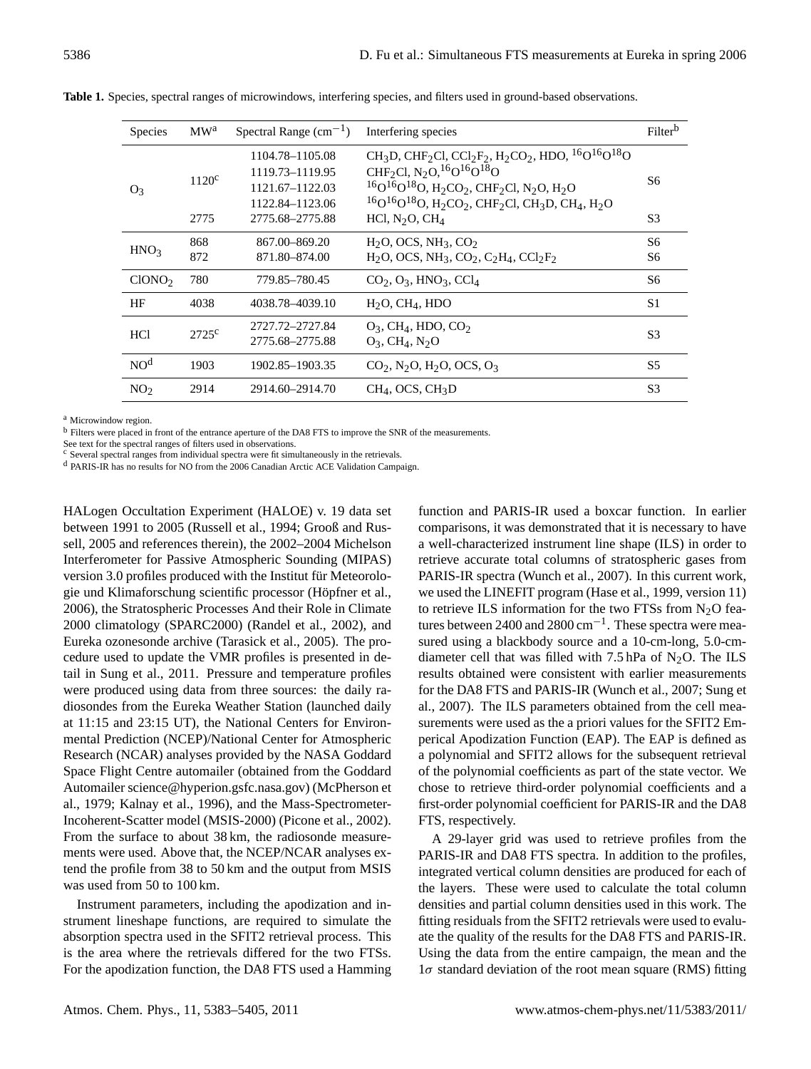**Table 1.** Species, spectral ranges of microwindows, interfering species, and filters used in ground-based observations.

| Species | MW[a] | Spectral Range ($cm^{-1}$) | Interfering species | Filter[b] |
|---|---|---|---|---|
| $O_3$ | 1120[c] | 1104.78–1105.08 | $CH_3D$, $CHF_2Cl$, $CCl_2F_2$, $H_2CO_2$, HDO, $^{16}O^{16}O^{18}O$ | S6 |
| | | 1119.73–1119.95 | $CHF_2Cl$, $N_2O$, $^{16}O^{16}O^{18}O$ | |
| | | 1121.67–1122.03 | $^{16}O^{16}O^{18}O$, $H_2CO_2$, $CHF_2Cl$, $N_2O$, $H_2O$ | |
| | | 1122.84–1123.06 | $^{16}O^{16}O^{18}O$, $H_2CO_2$, $CHF_2Cl$, $CH_3D$, $CH_4$, $H_2O$ | |
| | 2775 | 2775.68–2775.88 | HCl, $N_2O$, $CH_4$ | S3 |
| $HNO_3$ | 868 | 867.00–869.20 | $H_2O$, OCS, $NH_3$, $CO_2$ | S6 |
| | 872 | 871.80–874.00 | $H_2O$, OCS, $NH_3$, $CO_2$, $C_2H_4$, $CCl_2F_2$ | S6 |
| $ClONO_2$ | 780 | 779.85–780.45 | $CO_2$, $O_3$, $HNO_3$, $CCl_4$ | S6 |
| HF | 4038 | 4038.78–4039.10 | $H_2O$, $CH_4$, HDO | S1 |
| HCl | 2725[c] | 2727.72–2727.84 | $O_3$, $CH_4$, HDO, $CO_2$ | S3 |
| | | 2775.68–2775.88 | $O_3$, $CH_4$, $N_2O$ | |
| NO[d] | 1903 | 1902.85–1903.35 | $CO_2$, $N_2O$, $H_2O$, OCS, $O_3$ | S5 |
| $NO_2$ | 2914 | 2914.60–2914.70 | $CH_4$, OCS, $CH_3D$ | S3 |

[a] Microwindow region.
[b] Filters were placed in front of the entrance aperture of the DA8 FTS to improve the SNR of the measurements. See text for the spectral ranges of filters used in observations.
[c] Several spectral ranges from individual spectra were fit simultaneously in the retrievals.
[d] PARIS-IR has no results for NO from the 2006 Canadian Arctic ACE Validation Campaign.

HALogen Occultation Experiment (HALOE) v. 19 data set between 1991 to 2005 (Russell et al., 1994; Grooß and Russell, 2005 and references therein), the 2002–2004 Michelson Interferometer for Passive Atmospheric Sounding (MIPAS) version 3.0 profiles produced with the Institut für Meteorologie und Klimaforschung scientific processor (Höpfner et al., 2006), the Stratospheric Processes And their Role in Climate 2000 climatology (SPARC2000) (Randel et al., 2002), and Eureka ozonesonde archive (Tarasick et al., 2005). The procedure used to update the VMR profiles is presented in detail in Sung et al., 2011. Pressure and temperature profiles were produced using data from three sources: the daily radiosondes from the Eureka Weather Station (launched daily at 11:15 and 23:15 UT), the National Centers for Environmental Prediction (NCEP)/National Center for Atmospheric Research (NCAR) analyses provided by the NASA Goddard Space Flight Centre automailer (obtained from the Goddard Automailer science@hyperion.gsfc.nasa.gov) (McPherson et al., 1979; Kalnay et al., 1996), and the Mass-Spectrometer-Incoherent-Scatter model (MSIS-2000) (Picone et al., 2002). From the surface to about 38 km, the radiosonde measurements were used. Above that, the NCEP/NCAR analyses extend the profile from 38 to 50 km and the output from MSIS was used from 50 to 100 km.

Instrument parameters, including the apodization and instrument lineshape functions, are required to simulate the absorption spectra used in the SFIT2 retrieval process. This is the area where the retrievals differed for the two FTSs. For the apodization function, the DA8 FTS used a Hamming function and PARIS-IR used a boxcar function. In earlier comparisons, it was demonstrated that it is necessary to have a well-characterized instrument line shape (ILS) in order to retrieve accurate total columns of stratospheric gases from PARIS-IR spectra (Wunch et al., 2007). In this current work, we used the LINEFIT program (Hase et al., 1999, version 11) to retrieve ILS information for the two FTSs from $N_2O$ features between 2400 and 2800 $cm^{-1}$. These spectra were measured using a blackbody source and a 10-cm-long, 5.0-cm-diameter cell that was filled with 7.5 hPa of $N_2O$. The ILS results obtained were consistent with earlier measurements for the DA8 FTS and PARIS-IR (Wunch et al., 2007; Sung et al., 2007). The ILS parameters obtained from the cell measurements were used as the a priori values for the SFIT2 Emperical Apodization Function (EAP). The EAP is defined as a polynomial and SFIT2 allows for the subsequent retrieval of the polynomial coefficients as part of the state vector. We chose to retrieve third-order polynomial coefficients and a first-order polynomial coefficient for PARIS-IR and the DA8 FTS, respectively.

A 29-layer grid was used to retrieve profiles from the PARIS-IR and DA8 FTS spectra. In addition to the profiles, integrated vertical column densities are produced for each of the layers. These were used to calculate the total column densities and partial column densities used in this work. The fitting residuals from the SFIT2 retrievals were used to evaluate the quality of the results for the DA8 FTS and PARIS-IR. Using the data from the entire campaign, the mean and the $1\sigma$ standard deviation of the root mean square (RMS) fitting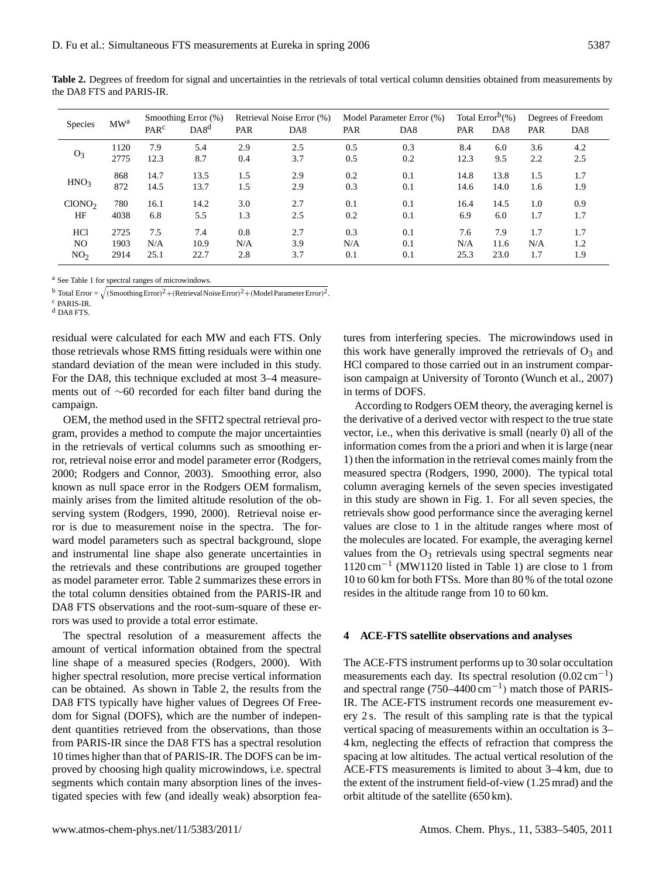**Table 2.** Degrees of freedom for signal and uncertainties in the retrievals of total vertical column densities obtained from measurements by the DA8 FTS and PARIS-IR.

| Species | MW[a] | Smoothing Error (%) | | Retrieval Noise Error (%) | | Model Parameter Error (%) | | Total Error[b](%) | | Degrees of Freedom | |
|---|---|---|---|---|---|---|---|---|---|---|---|
| | | PAR[c] | DA8[d] | PAR | DA8 | PAR | DA8 | PAR | DA8 | PAR | DA8 |
| $O_3$ | 1120 | 7.9 | 5.4 | 2.9 | 2.5 | 0.5 | 0.3 | 8.4 | 6.0 | 3.6 | 4.2 |
| | 2775 | 12.3 | 8.7 | 0.4 | 3.7 | 0.5 | 0.2 | 12.3 | 9.5 | 2.2 | 2.5 |
| $HNO_3$ | 868 | 14.7 | 13.5 | 1.5 | 2.9 | 0.2 | 0.1 | 14.8 | 13.8 | 1.5 | 1.7 |
| | 872 | 14.5 | 13.7 | 1.5 | 2.9 | 0.3 | 0.1 | 14.6 | 14.0 | 1.6 | 1.9 |
| $ClONO_2$ | 780 | 16.1 | 14.2 | 3.0 | 2.7 | 0.1 | 0.1 | 16.4 | 14.5 | 1.0 | 0.9 |
| HF | 4038 | 6.8 | 5.5 | 1.3 | 2.5 | 0.2 | 0.1 | 6.9 | 6.0 | 1.7 | 1.7 |
| HCl | 2725 | 7.5 | 7.4 | 0.8 | 2.7 | 0.3 | 0.1 | 7.6 | 7.9 | 1.7 | 1.7 |
| NO | 1903 | N/A | 10.9 | N/A | 3.9 | N/A | 0.1 | N/A | 11.6 | N/A | 1.2 |
| $NO_2$ | 2914 | 25.1 | 22.7 | 2.8 | 3.7 | 0.1 | 0.1 | 25.3 | 23.0 | 1.7 | 1.9 |

[a] See Table 1 for spectral ranges of microwindows.

[b] Total Error = $\sqrt{(\text{Smoothing Error})^2+(\text{Retrieval Noise Error})^2+(\text{Model Parameter Error})^2}$.

[c] PARIS-IR.

[d] DA8 FTS.

residual were calculated for each MW and each FTS. Only those retrievals whose RMS fitting residuals were within one standard deviation of the mean were included in this study. For the DA8, this technique excluded at most 3–4 measurements out of ∼60 recorded for each filter band during the campaign.

OEM, the method used in the SFIT2 spectral retrieval program, provides a method to compute the major uncertainties in the retrievals of vertical columns such as smoothing error, retrieval noise error and model parameter error (Rodgers, 2000; Rodgers and Connor, 2003). Smoothing error, also known as null space error in the Rodgers OEM formalism, mainly arises from the limited altitude resolution of the observing system (Rodgers, 1990, 2000). Retrieval noise error is due to measurement noise in the spectra. The forward model parameters such as spectral background, slope and instrumental line shape also generate uncertainties in the retrievals and these contributions are grouped together as model parameter error. Table 2 summarizes these errors in the total column densities obtained from the PARIS-IR and DA8 FTS observations and the root-sum-square of these errors was used to provide a total error estimate.

The spectral resolution of a measurement affects the amount of vertical information obtained from the spectral line shape of a measured species (Rodgers, 2000). With higher spectral resolution, more precise vertical information can be obtained. As shown in Table 2, the results from the DA8 FTS typically have higher values of Degrees Of Freedom for Signal (DOFS), which are the number of independent quantities retrieved from the observations, than those from PARIS-IR since the DA8 FTS has a spectral resolution 10 times higher than that of PARIS-IR. The DOFS can be improved by choosing high quality microwindows, i.e. spectral segments which contain many absorption lines of the investigated species with few (and ideally weak) absorption features from interfering species. The microwindows used in this work have generally improved the retrievals of $O_3$ and HCl compared to those carried out in an instrument comparison campaign at University of Toronto (Wunch et al., 2007) in terms of DOFS.

According to Rodgers OEM theory, the averaging kernel is the derivative of a derived vector with respect to the true state vector, i.e., when this derivative is small (nearly 0) all of the information comes from the a priori and when it is large (near 1) then the information in the retrieval comes mainly from the measured spectra (Rodgers, 1990, 2000). The typical total column averaging kernels of the seven species investigated in this study are shown in Fig. 1. For all seven species, the retrievals show good performance since the averaging kernel values are close to 1 in the altitude ranges where most of the molecules are located. For example, the averaging kernel values from the $O_3$ retrievals using spectral segments near 1120 $cm^{-1}$ (MW1120 listed in Table 1) are close to 1 from 10 to 60 km for both FTSs. More than 80 % of the total ozone resides in the altitude range from 10 to 60 km.

## 4 ACE-FTS satellite observations and analyses

The ACE-FTS instrument performs up to 30 solar occultation measurements each day. Its spectral resolution (0.02 $cm^{-1}$) and spectral range (750–4400 $cm^{-1}$) match those of PARIS-IR. The ACE-FTS instrument records one measurement every 2 s. The result of this sampling rate is that the typical vertical spacing of measurements within an occultation is 3–4 km, neglecting the effects of refraction that compress the spacing at low altitudes. The actual vertical resolution of the ACE-FTS measurements is limited to about 3–4 km, due to the extent of the instrument field-of-view (1.25 mrad) and the orbit altitude of the satellite (650 km).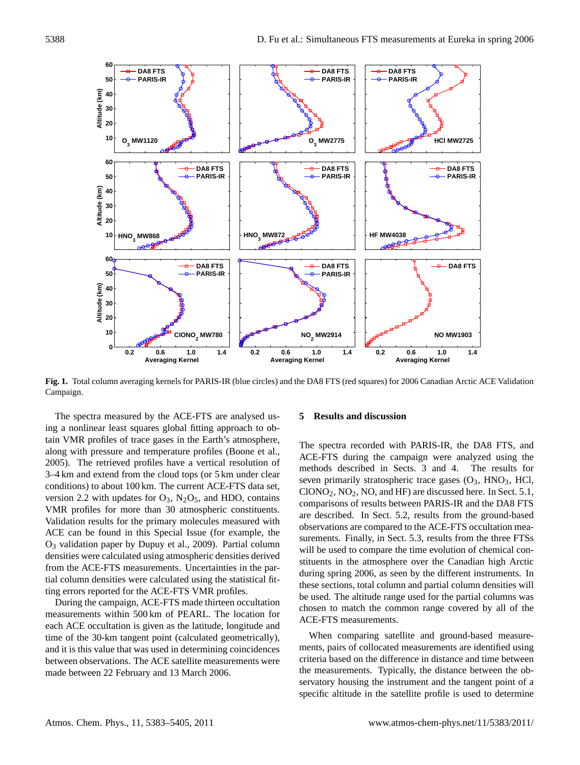**Fig. 1.** Total column averaging kernels for PARIS-IR (blue circles) and the DA8 FTS (red squares) for 2006 Canadian Arctic ACE Validation Campaign.

The spectra measured by the ACE-FTS are analysed using a nonlinear least squares global fitting approach to obtain VMR profiles of trace gases in the Earth's atmosphere, along with pressure and temperature profiles (Boone et al., 2005). The retrieved profiles have a vertical resolution of 3–4 km and extend from the cloud tops (or 5 km under clear conditions) to about 100 km. The current ACE-FTS data set, version 2.2 with updates for $O_3$, $N_2O_5$, and HDO, contains VMR profiles for more than 30 atmospheric constituents. Validation results for the primary molecules measured with ACE can be found in this Special Issue (for example, the $O_3$ validation paper by Dupuy et al., 2009). Partial column densities were calculated using atmospheric densities derived from the ACE-FTS measurements. Uncertainties in the partial column densities were calculated using the statistical fitting errors reported for the ACE-FTS VMR profiles.

During the campaign, ACE-FTS made thirteen occultation measurements within 500 km of PEARL. The location for each ACE occultation is given as the latitude, longitude and time of the 30-km tangent point (calculated geometrically), and it is this value that was used in determining coincidences between observations. The ACE satellite measurements were made between 22 February and 13 March 2006.

## 5 Results and discussion

The spectra recorded with PARIS-IR, the DA8 FTS, and ACE-FTS during the campaign were analysed using the methods described in Sects. 3 and 4. The results for seven primarily stratospheric trace gases ($O_3$, $HNO_3$, HCl, $ClONO_2$, $NO_2$, NO, and HF) are discussed here. In Sect. 5.1, comparisons of results between PARIS-IR and the DA8 FTS are described. In Sect. 5.2, results from the ground-based observations are compared to the ACE-FTS occultation measurements. Finally, in Sect. 5.3, results from the three FTSs will be used to compare the time evolution of chemical constituents in the atmosphere over the Canadian high Arctic during spring 2006, as seen by the different instruments. In these sections, total column and partial column densities will be used. The altitude range used for the partial columns was chosen to match the common range covered by all of the ACE-FTS measurements.

When comparing satellite and ground-based measurements, pairs of collocated measurements are identified using criteria based on the difference in distance and time between the measurements. Typically, the distance between the observatory housing the instrument and the tangent point of a specific altitude in the satellite profile is used to determine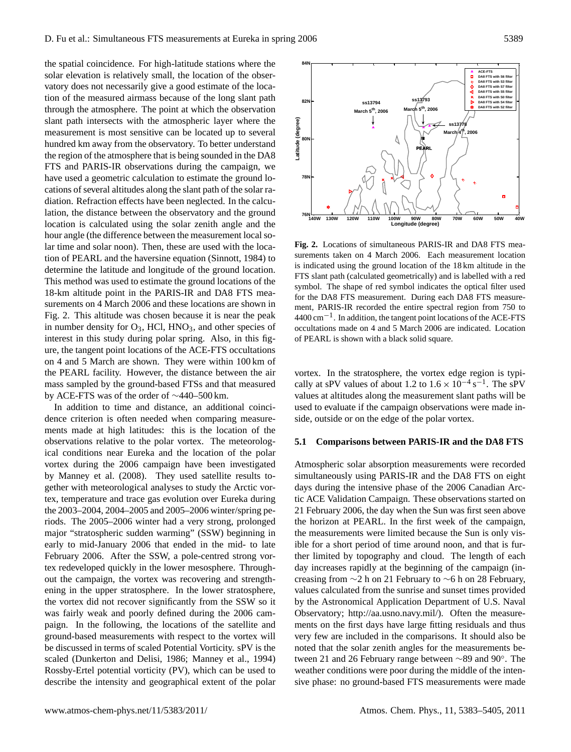the spatial coincidence. For high-latitude stations where the solar elevation is relatively small, the location of the observatory does not necessarily give a good estimate of the location of the measured airmass because of the long slant path through the atmosphere. The point at which the observation slant path intersects with the atmospheric layer where the measurement is most sensitive can be located up to several hundred km away from the observatory. To better understand the region of the atmosphere that is being sounded in the DA8 FTS and PARIS-IR observations during the campaign, we have used a geometric calculation to estimate the ground locations of several altitudes along the slant path of the solar radiation. Refraction effects have been neglected. In the calculation, the distance between the observatory and the ground location is calculated using the solar zenith angle and the hour angle (the difference between the measurement local solar time and solar noon). Then, these are used with the location of PEARL and the haversine equation (Sinnott, 1984) to determine the latitude and longitude of the ground location. This method was used to estimate the ground locations of the 18-km altitude point in the PARIS-IR and DA8 FTS measurements on 4 March 2006 and these locations are shown in Fig. 2. This altitude was chosen because it is near the peak in number density for $O_3$, HCl, $HNO_3$, and other species of interest in this study during polar spring. Also, in this figure, the tangent point locations of the ACE-FTS occultations on 4 and 5 March are shown. They were within 100 km of the PEARL facility. However, the distance between the air mass sampled by the ground-based FTSs and that measured by ACE-FTS was of the order of ~440–500 km.

In addition to time and distance, an additional coincidence criterion is often needed when comparing measurements made at high latitudes: this is the location of the observations relative to the polar vortex. The meteorological conditions near Eureka and the location of the polar vortex during the 2006 campaign have been investigated by Manney et al. (2008). They used satellite results together with meteorological analyses to study the Arctic vortex, temperature and trace gas evolution over Eureka during the 2003–2004, 2004–2005 and 2005–2006 winter/spring periods. The 2005–2006 winter had a very strong, prolonged major "stratospheric sudden warming" (SSW) beginning in early to mid-January 2006 that ended in the mid- to late February 2006. After the SSW, a pole-centred strong vortex redeveloped quickly in the lower mesosphere. Throughout the campaign, the vortex was recovering and strengthening in the upper stratosphere. In the lower stratosphere, the vortex did not recover significantly from the SSW so it was fairly weak and poorly defined during the 2006 campaign. In the following, the locations of the satellite and ground-based measurements with respect to the vortex will be discussed in terms of scaled Potential Vorticity. sPV is the scaled (Dunkerton and Delisi, 1986; Manney et al., 1994) Rossby-Ertel potential vorticity (PV), which can be used to describe the intensity and geographical extent of the polar vortex. In the stratosphere, the vortex edge region is typically at sPV values of about 1.2 to $1.6 \times 10^{-4}\,\mathrm{s}^{-1}$. The sPV values at altitudes along the measurement slant paths will be used to evaluate if the campaign observations were made inside, outside or on the edge of the polar vortex.

**Fig. 2.** Locations of simultaneous PARIS-IR and DA8 FTS measurements taken on 4 March 2006. Each measurement location is indicated using the ground location of the 18 km altitude in the FTS slant path (calculated geometrically) and is labelled with a red symbol. The shape of red symbol indicates the optical filter used for the DA8 FTS measurement. During each DA8 FTS measurement, PARIS-IR recorded the entire spectral region from 750 to 4400 $\mathrm{cm}^{-1}$. In addition, the tangent point locations of the ACE-FTS occultations made on 4 and 5 March 2006 are indicated. Location of PEARL is shown with a black solid square.

### 5.1 Comparisons between PARIS-IR and the DA8 FTS

Atmospheric solar absorption measurements were recorded simultaneously using PARIS-IR and the DA8 FTS on eight days during the intensive phase of the 2006 Canadian Arctic ACE Validation Campaign. These observations started on 21 February 2006, the day when the Sun was first seen above the horizon at PEARL. In the first week of the campaign, the measurements were limited because the Sun is only visible for a short period of time around noon, and that is further limited by topography and cloud. The length of each day increases rapidly at the beginning of the campaign (increasing from ~2 h on 21 February to ~6 h on 28 February, values calculated from the sunrise and sunset times provided by the Astronomical Application Department of U.S. Naval Observatory; http://aa.usno.navy.mil/). Often the measurements on the first days have large fitting residuals and thus very few are included in the comparisons. It should also be noted that the solar zenith angles for the measurements between 21 and 26 February range between ~89 and 90°. The weather conditions were poor during the middle of the intensive phase: no ground-based FTS measurements were made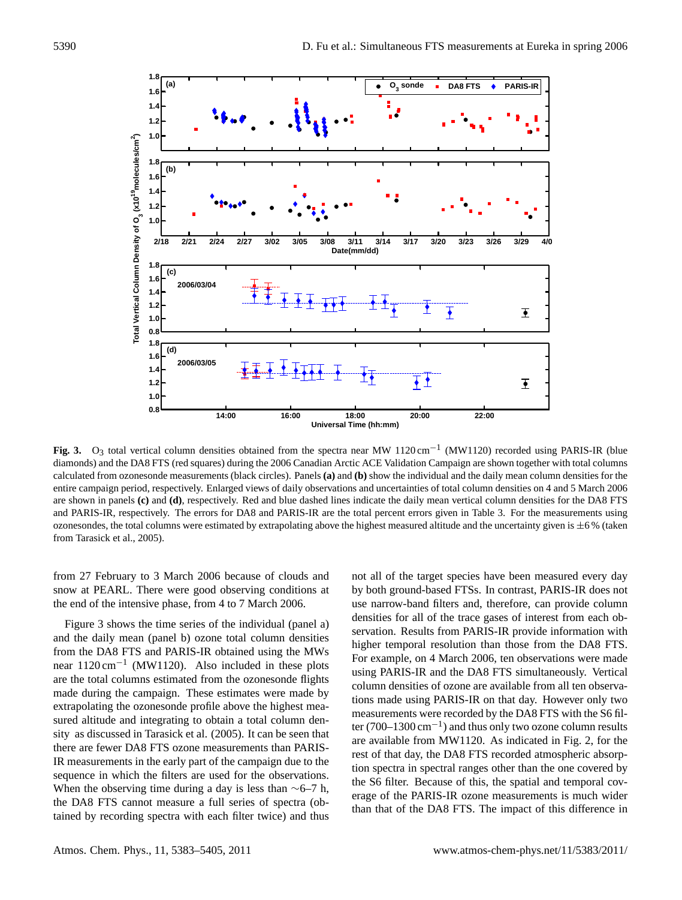**Fig. 3.** $O_3$ total vertical column densities obtained from the spectra near MW $1120\,cm^{-1}$ (MW1120) recorded using PARIS-IR (blue diamonds) and the DA8 FTS (red squares) during the 2006 Canadian Arctic ACE Validation Campaign are shown together with total columns calculated from ozonesonde measurements (black circles). Panels **(a)** and **(b)** show the individual and the daily mean column densities for the entire campaign period, respectively. Enlarged views of daily observations and uncertainties of total column densities on 4 and 5 March 2006 are shown in panels **(c)** and **(d)**, respectively. Red and blue dashed lines indicate the daily mean vertical column densities for the DA8 FTS and PARIS-IR, respectively. The errors for DA8 and PARIS-IR are the total percent errors given in Table 3. For the measurements using ozonesondes, the total columns were estimated by extrapolating above the highest measured altitude and the uncertainty given is ±6 % (taken from Tarasick et al., 2005).

from 27 February to 3 March 2006 because of clouds and snow at PEARL. There were good observing conditions at the end of the intensive phase, from 4 to 7 March 2006.

Figure 3 shows the time series of the individual (panel a) and the daily mean (panel b) ozone total column densities from the DA8 FTS and PARIS-IR obtained using the MWs near $1120\,cm^{-1}$ (MW1120). Also included in these plots are the total columns estimated from the ozonesonde flights made during the campaign. These estimates were made by extrapolating the ozonesonde profile above the highest measured altitude and integrating to obtain a total column density as discussed in Tarasick et al. (2005). It can be seen that there are fewer DA8 FTS ozone measurements than PARIS-IR measurements in the early part of the campaign due to the sequence in which the filters are used for the observations. When the observing time during a day is less than ∼6–7 h, the DA8 FTS cannot measure a full series of spectra (obtained by recording spectra with each filter twice) and thus not all of the target species have been measured every day by both ground-based FTSs. In contrast, PARIS-IR does not use narrow-band filters and, therefore, can provide column densities for all of the trace gases of interest from each observation. Results from PARIS-IR provide information with higher temporal resolution than those from the DA8 FTS. For example, on 4 March 2006, ten observations were made using PARIS-IR and the DA8 FTS simultaneously. Vertical column densities of ozone are available from all ten observations made using PARIS-IR on that day. However only two measurements were recorded by the DA8 FTS with the S6 filter ($700–1300\,cm^{-1}$) and thus only two ozone column results are available from MW1120. As indicated in Fig. 2, for the rest of that day, the DA8 FTS recorded atmospheric absorption spectra in spectral ranges other than the one covered by the S6 filter. Because of this, the spatial and temporal coverage of the PARIS-IR ozone measurements is much wider than that of the DA8 FTS. The impact of this difference in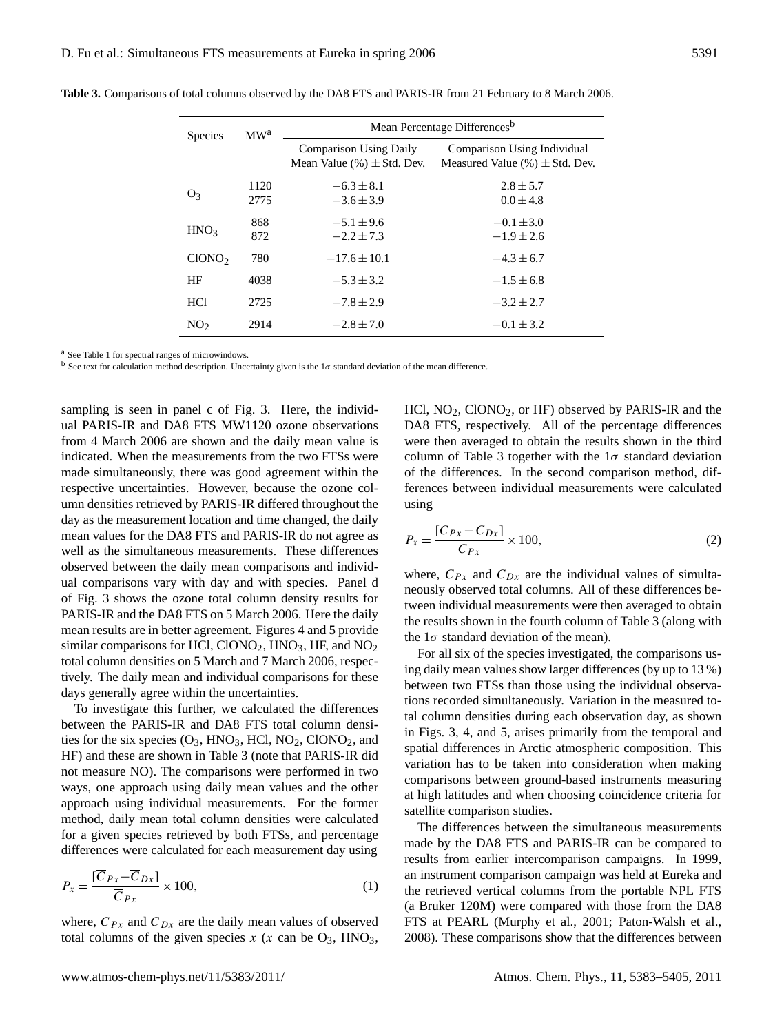**Table 3.** Comparisons of total columns observed by the DA8 FTS and PARIS-IR from 21 February to 8 March 2006.

| Species | MW[a] | Mean Percentage Differences[b] | |
|---|---|---|---|
| | | Comparison Using Daily Mean Value (%) ± Std. Dev. | Comparison Using Individual Measured Value (%) ± Std. Dev. |
| $O_3$ | 1120 | $-6.3 \pm 8.1$ | $2.8 \pm 5.7$ |
| | 2775 | $-3.6 \pm 3.9$ | $0.0 \pm 4.8$ |
| $HNO_3$ | 868 | $-5.1 \pm 9.6$ | $-0.1 \pm 3.0$ |
| | 872 | $-2.2 \pm 7.3$ | $-1.9 \pm 2.6$ |
| $ClONO_2$ | 780 | $-17.6 \pm 10.1$ | $-4.3 \pm 6.7$ |
| HF | 4038 | $-5.3 \pm 3.2$ | $-1.5 \pm 6.8$ |
| HCl | 2725 | $-7.8 \pm 2.9$ | $-3.2 \pm 2.7$ |
| $NO_2$ | 2914 | $-2.8 \pm 7.0$ | $-0.1 \pm 3.2$ |

[a] See Table 1 for spectral ranges of microwindows.
[b] See text for calculation method description. Uncertainty given is the $1\sigma$ standard deviation of the mean difference.

sampling is seen in panel c of Fig. 3. Here, the individual PARIS-IR and DA8 FTS MW1120 ozone observations from 4 March 2006 are shown and the daily mean value is indicated. When the measurements from the two FTSs were made simultaneously, there was good agreement within the respective uncertainties. However, because the ozone column densities retrieved by PARIS-IR differed throughout the day as the measurement location and time changed, the daily mean values for the DA8 FTS and PARIS-IR do not agree as well as the simultaneous measurements. These differences observed between the daily mean comparisons and individual comparisons vary with day and with species. Panel d of Fig. 3 shows the ozone total column density results for PARIS-IR and the DA8 FTS on 5 March 2006. Here the daily mean results are in better agreement. Figures 4 and 5 provide similar comparisons for HCl, $ClONO_2$, $HNO_3$, HF, and $NO_2$ total column densities on 5 March and 7 March 2006, respectively. The daily mean and individual comparisons for these days generally agree within the uncertainties.

To investigate this further, we calculated the differences between the PARIS-IR and DA8 FTS total column densities for the six species ($O_3$, $HNO_3$, HCl, $NO_2$, $ClONO_2$, and HF) and these are shown in Table 3 (note that PARIS-IR did not measure NO). The comparisons were performed in two ways, one approach using daily mean values and the other approach using individual measurements. For the former method, daily mean total column densities were calculated for a given species retrieved by both FTSs, and percentage differences were calculated for each measurement day using

$$P_x = \frac{[\overline{C}_{Px} - \overline{C}_{Dx}]}{\overline{C}_{Px}} \times 100, \tag{1}$$

where, $\overline{C}_{Px}$ and $\overline{C}_{Dx}$ are the daily mean values of observed total columns of the given species $x$ ($x$ can be $O_3$, $HNO_3$, HCl, $NO_2$, $ClONO_2$, or HF) observed by PARIS-IR and the DA8 FTS, respectively. All of the percentage differences were then averaged to obtain the results shown in the third column of Table 3 together with the $1\sigma$ standard deviation of the differences. In the second comparison method, differences between individual measurements were calculated using

$$P_x = \frac{[C_{Px} - C_{Dx}]}{C_{Px}} \times 100, \tag{2}$$

where, $C_{Px}$ and $C_{Dx}$ are the individual values of simultaneously observed total columns. All of these differences between individual measurements were then averaged to obtain the results shown in the fourth column of Table 3 (along with the $1\sigma$ standard deviation of the mean).

For all six of the species investigated, the comparisons using daily mean values show larger differences (by up to 13 %) between two FTSs than those using the individual observations recorded simultaneously. Variation in the measured total column densities during each observation day, as shown in Figs. 3, 4, and 5, arises primarily from the temporal and spatial differences in Arctic atmospheric composition. This variation has to be taken into consideration when making comparisons between ground-based instruments measuring at high latitudes and when choosing coincidence criteria for satellite comparison studies.

The differences between the simultaneous measurements made by the DA8 FTS and PARIS-IR can be compared to results from earlier intercomparison campaigns. In 1999, an instrument comparison campaign was held at Eureka and the retrieved vertical columns from the portable NPL FTS (a Bruker 120M) were compared with those from the DA8 FTS at PEARL (Murphy et al., 2001; Paton-Walsh et al., 2008). These comparisons show that the differences between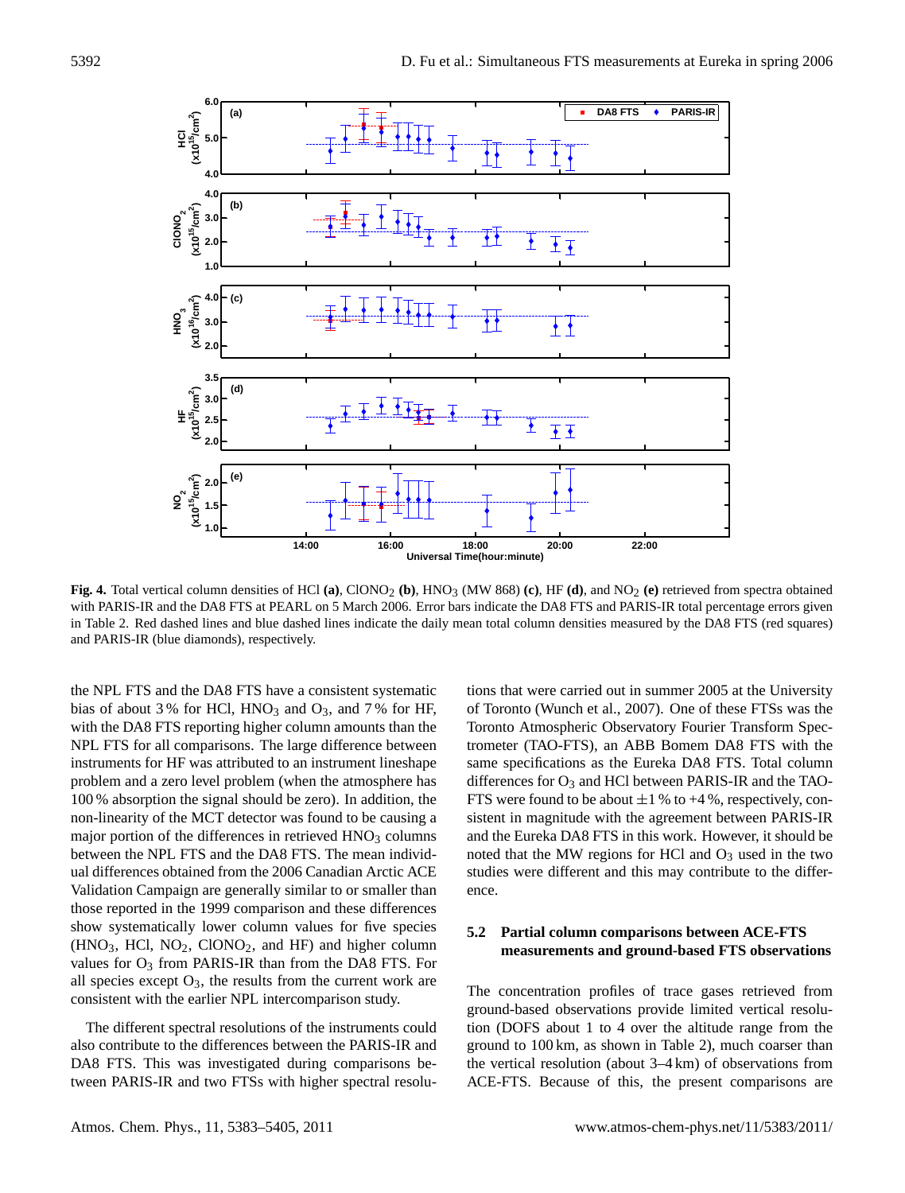**Fig. 4.** Total vertical column densities of HCl **(a)**, $ClONO_2$ **(b)**, $HNO_3$ (MW 868) **(c)**, HF **(d)**, and $NO_2$ **(e)** retrieved from spectra obtained with PARIS-IR and the DA8 FTS at PEARL on 5 March 2006. Error bars indicate the DA8 FTS and PARIS-IR total percentage errors given in Table 2. Red dashed lines and blue dashed lines indicate the daily mean total column densities measured by the DA8 FTS (red squares) and PARIS-IR (blue diamonds), respectively.

the NPL FTS and the DA8 FTS have a consistent systematic bias of about 3 % for HCl, $HNO_3$ and $O_3$, and 7 % for HF, with the DA8 FTS reporting higher column amounts than the NPL FTS for all comparisons. The large difference between instruments for HF was attributed to an instrument lineshape problem and a zero level problem (when the atmosphere has 100 % absorption the signal should be zero). In addition, the non-linearity of the MCT detector was found to be causing a major portion of the differences in retrieved $HNO_3$ columns between the NPL FTS and the DA8 FTS. The mean individual differences obtained from the 2006 Canadian Arctic ACE Validation Campaign are generally similar to or smaller than those reported in the 1999 comparison and these differences show systematically lower column values for five species ($HNO_3$, HCl, $NO_2$, $ClONO_2$, and HF) and higher column values for $O_3$ from PARIS-IR than from the DA8 FTS. For all species except $O_3$, the results from the current work are consistent with the earlier NPL intercomparison study.

The different spectral resolutions of the instruments could also contribute to the differences between the PARIS-IR and DA8 FTS. This was investigated during comparisons between PARIS-IR and two FTSs with higher spectral resolutions that were carried out in summer 2005 at the University of Toronto (Wunch et al., 2007). One of these FTSs was the Toronto Atmospheric Observatory Fourier Transform Spectrometer (TAO-FTS), an ABB Bomem DA8 FTS with the same specifications as the Eureka DA8 FTS. Total column differences for $O_3$ and HCl between PARIS-IR and the TAO-FTS were found to be about ±1 % to +4 %, respectively, consistent in magnitude with the agreement between PARIS-IR and the Eureka DA8 FTS in this work. However, it should be noted that the MW regions for HCl and $O_3$ used in the two studies were different and this may contribute to the difference.

### 5.2 Partial column comparisons between ACE-FTS measurements and ground-based FTS observations

The concentration profiles of trace gases retrieved from ground-based observations provide limited vertical resolution (DOFS about 1 to 4 over the altitude range from the ground to 100 km, as shown in Table 2), much coarser than the vertical resolution (about 3–4 km) of observations from ACE-FTS. Because of this, the present comparisons are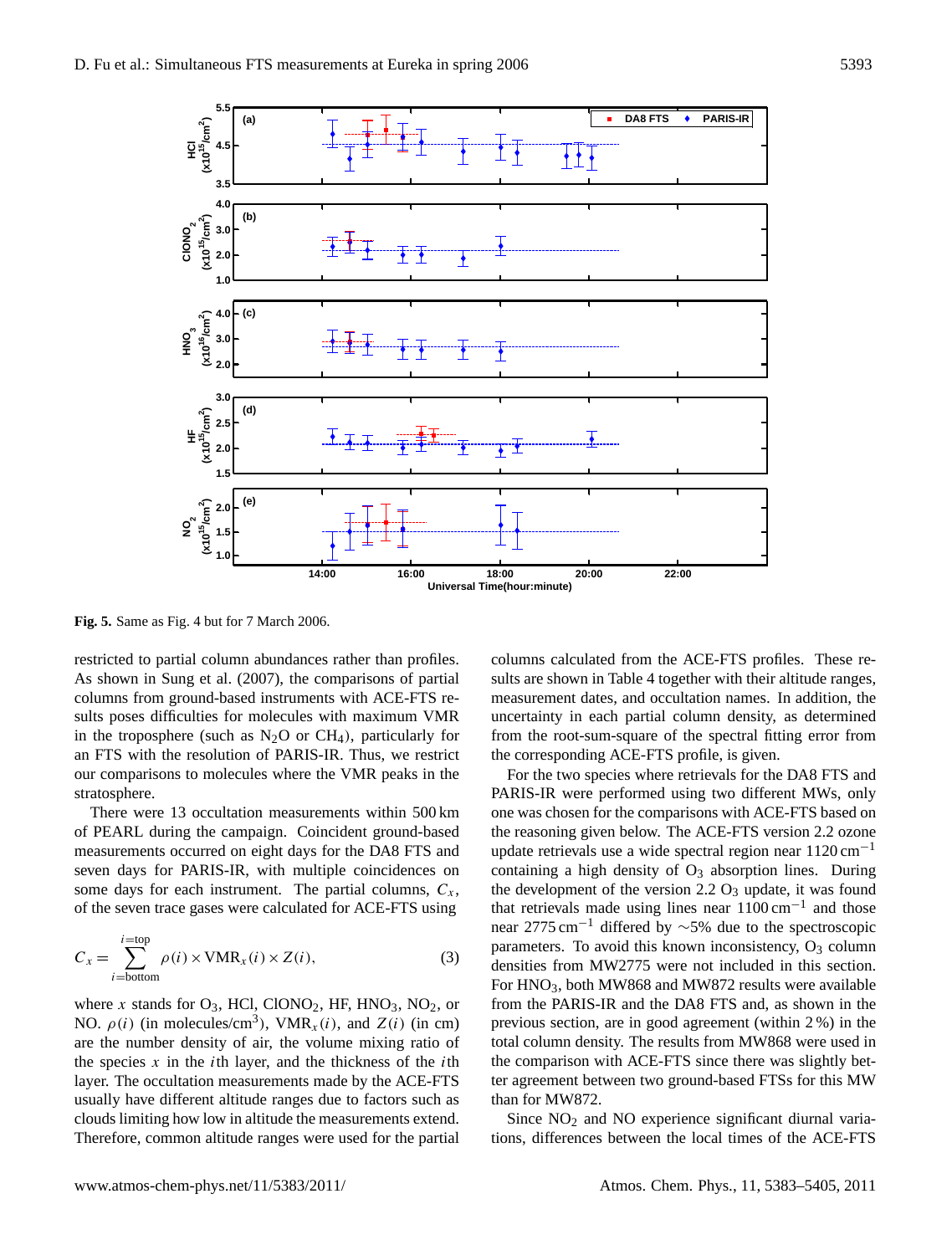**Fig. 5.** Same as Fig. 4 but for 7 March 2006.

restricted to partial column abundances rather than profiles. As shown in Sung et al. (2007), the comparisons of partial columns from ground-based instruments with ACE-FTS results poses difficulties for molecules with maximum VMR in the troposphere (such as $N_2O$ or $CH_4$), particularly for an FTS with the resolution of PARIS-IR. Thus, we restrict our comparisons to molecules where the VMR peaks in the stratosphere.

There were 13 occultation measurements within 500 km of PEARL during the campaign. Coincident ground-based measurements occurred on eight days for the DA8 FTS and seven days for PARIS-IR, with multiple coincidences on some days for each instrument. The partial columns, $C_x$, of the seven trace gases were calculated for ACE-FTS using

$$C_x = \sum_{i=\text{bottom}}^{i=\text{top}} \rho(i) \times \text{VMR}_x(i) \times Z(i), \tag{3}$$

where $x$ stands for $O_3$, HCl, $ClONO_2$, HF, $HNO_3$, $NO_2$, or NO. $\rho(i)$ (in molecules/cm$^3$), $\text{VMR}_x(i)$, and $Z(i)$ (in cm) are the number density of air, the volume mixing ratio of the species $x$ in the $i$th layer, and the thickness of the $i$th layer. The occultation measurements made by the ACE-FTS usually have different altitude ranges due to factors such as clouds limiting how low in altitude the measurements extend. Therefore, common altitude ranges were used for the partial columns calculated from the ACE-FTS profiles. These results are shown in Table 4 together with their altitude ranges, measurement dates, and occultation names. In addition, the uncertainty in each partial column density, as determined from the root-sum-square of the spectral fitting error from the corresponding ACE-FTS profile, is given.

For the two species where retrievals for the DA8 FTS and PARIS-IR were performed using two different MWs, only one was chosen for the comparisons with ACE-FTS based on the reasoning given below. The ACE-FTS version 2.2 ozone update retrievals use a wide spectral region near 1120 cm$^{-1}$ containing a high density of $O_3$ absorption lines. During the development of the version 2.2 $O_3$ update, it was found that retrievals made using lines near 1100 cm$^{-1}$ and those near 2775 cm$^{-1}$ differed by ~5% due to the spectroscopic parameters. To avoid this known inconsistency, $O_3$ column densities from MW2775 were not included in this section. For $HNO_3$, both MW868 and MW872 results were available from the PARIS-IR and the DA8 FTS and, as shown in the previous section, are in good agreement (within 2 %) in the total column density. The results from MW868 were used in the comparison with ACE-FTS since there was slightly better agreement between two ground-based FTSs for this MW than for MW872.

Since $NO_2$ and NO experience significant diurnal variations, differences between the local times of the ACE-FTS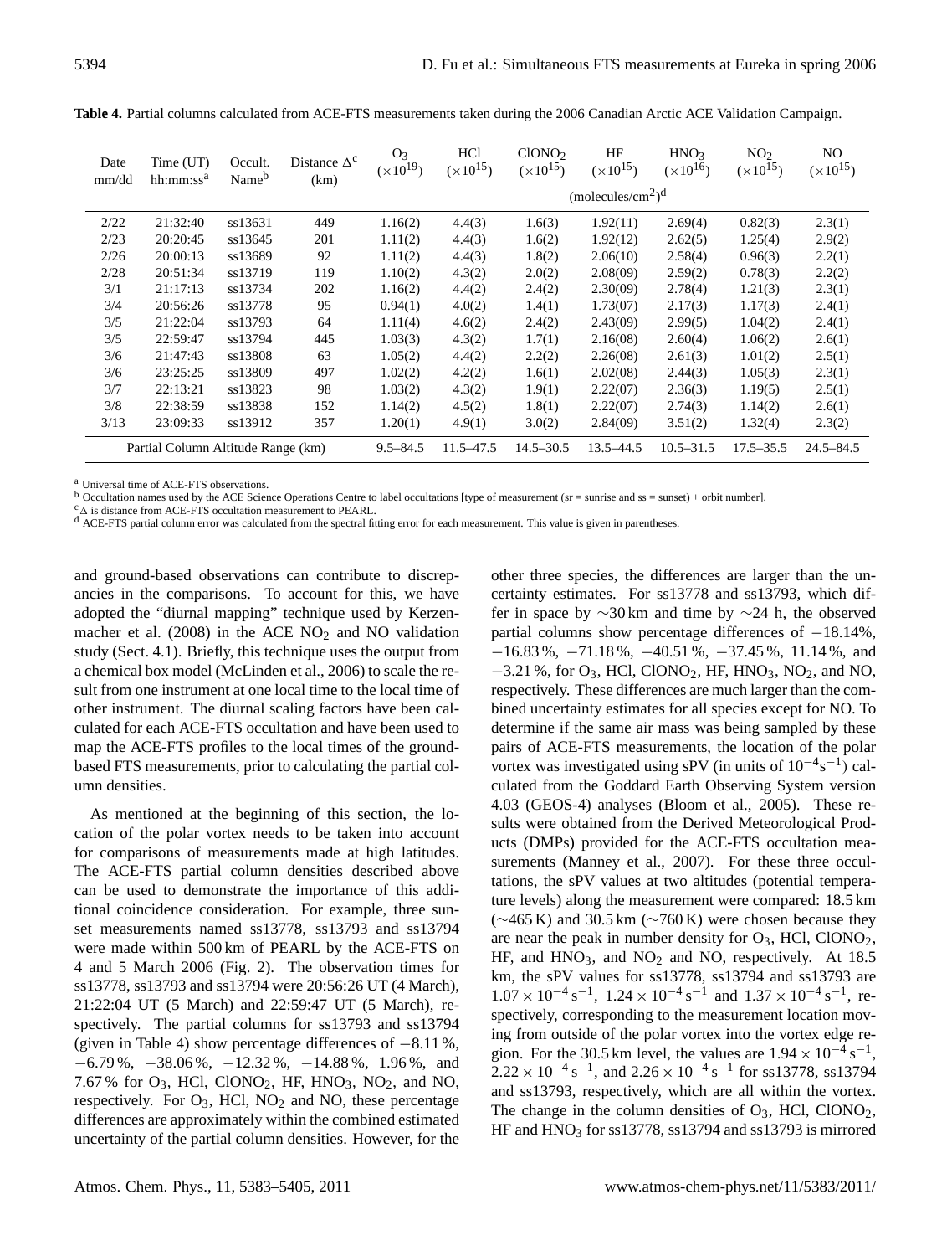**Table 4.** Partial columns calculated from ACE-FTS measurements taken during the 2006 Canadian Arctic ACE Validation Campaign.

| Date mm/dd | Time (UT) hh:mm:ss[a] | Occult. Name[b] | Distance $\Delta^c$ (km) | $O_3$ ($\times 10^{19}$) | HCl ($\times 10^{15}$) | $ClONO_2$ ($\times 10^{15}$) | HF ($\times 10^{15}$) | $HNO_3$ ($\times 10^{16}$) | $NO_2$ ($\times 10^{15}$) | NO ($\times 10^{15}$) |
|---|---|---|---|---|---|---|---|---|---|---|
| | | | | (molecules/cm$^2$)[d] | | | | | | |
| 2/22 | 21:32:40 | ss13631 | 449 | 1.16(2) | 4.4(3) | 1.6(3) | 1.92(11) | 2.69(4) | 0.82(3) | 2.3(1) |
| 2/23 | 20:20:45 | ss13645 | 201 | 1.11(2) | 4.4(3) | 1.6(2) | 1.92(12) | 2.62(5) | 1.25(4) | 2.9(2) |
| 2/26 | 20:00:13 | ss13689 | 92 | 1.11(2) | 4.4(3) | 1.8(2) | 2.06(10) | 2.58(4) | 0.96(3) | 2.2(1) |
| 2/28 | 20:51:34 | ss13719 | 119 | 1.10(2) | 4.3(2) | 2.0(2) | 2.08(09) | 2.59(2) | 0.78(3) | 2.2(2) |
| 3/1 | 21:17:13 | ss13734 | 202 | 1.16(2) | 4.4(2) | 2.4(2) | 2.30(09) | 2.78(4) | 1.21(3) | 2.3(1) |
| 3/4 | 20:56:26 | ss13778 | 95 | 0.94(1) | 4.0(2) | 1.4(1) | 1.73(07) | 2.17(3) | 1.17(3) | 2.4(1) |
| 3/5 | 21:22:04 | ss13793 | 64 | 1.11(4) | 4.6(2) | 2.4(2) | 2.43(09) | 2.99(5) | 1.04(2) | 2.4(1) |
| 3/5 | 22:59:47 | ss13794 | 445 | 1.03(3) | 4.3(2) | 1.7(1) | 2.16(08) | 2.60(4) | 1.06(2) | 2.6(1) |
| 3/6 | 21:47:43 | ss13808 | 63 | 1.05(2) | 4.4(2) | 2.2(2) | 2.26(08) | 2.61(3) | 1.01(2) | 2.5(1) |
| 3/6 | 23:25:25 | ss13809 | 497 | 1.02(2) | 4.2(2) | 1.6(1) | 2.02(08) | 2.44(3) | 1.05(3) | 2.3(1) |
| 3/7 | 22:13:21 | ss13823 | 98 | 1.03(2) | 4.3(2) | 1.9(1) | 2.22(07) | 2.36(3) | 1.19(5) | 2.5(1) |
| 3/8 | 22:38:59 | ss13838 | 152 | 1.14(2) | 4.5(2) | 1.8(1) | 2.22(07) | 2.74(3) | 1.14(2) | 2.6(1) |
| 3/13 | 23:09:33 | ss13912 | 357 | 1.20(1) | 4.9(1) | 3.0(2) | 2.84(09) | 3.51(2) | 1.32(4) | 2.3(2) |
| Partial Column Altitude Range (km) | | | | 9.5–84.5 | 11.5–47.5 | 14.5–30.5 | 13.5–44.5 | 10.5–31.5 | 17.5–35.5 | 24.5–84.5 |

[a] Universal time of ACE-FTS observations.
[b] Occultation names used by the ACE Science Operations Centre to label occultations [type of measurement (sr = sunrise and ss = sunset) + orbit number].
[c] $\Delta$ is distance from ACE-FTS occultation measurement to PEARL.
[d] ACE-FTS partial column error was calculated from the spectral fitting error for each measurement. This value is given in parentheses.

and ground-based observations can contribute to discrepancies in the comparisons. To account for this, we have adopted the "diurnal mapping" technique used by Kerzenmacher et al. (2008) in the ACE $NO_2$ and NO validation study (Sect. 4.1). Briefly, this technique uses the output from a chemical box model (McLinden et al., 2006) to scale the result from one instrument at one local time to the local time of other instrument. The diurnal scaling factors have been calculated for each ACE-FTS occultation and have been used to map the ACE-FTS profiles to the local times of the ground-based FTS measurements, prior to calculating the partial column densities.

As mentioned at the beginning of this section, the location of the polar vortex needs to be taken into account for comparisons of measurements made at high latitudes. The ACE-FTS partial column densities described above can be used to demonstrate the importance of this additional coincidence consideration. For example, three sunset measurements named ss13778, ss13793 and ss13794 were made within 500 km of PEARL by the ACE-FTS on 4 and 5 March 2006 (Fig. 2). The observation times for ss13778, ss13793 and ss13794 were 20:56:26 UT (4 March), 21:22:04 UT (5 March) and 22:59:47 UT (5 March), respectively. The partial columns for ss13793 and ss13794 (given in Table 4) show percentage differences of −8.11 %, −6.79 %, −38.06 %, −12.32 %, −14.88 %, 1.96 %, and 7.67 % for $O_3$, HCl, $ClONO_2$, HF, $HNO_3$, $NO_2$, and NO, respectively. For $O_3$, HCl, $NO_2$ and NO, these percentage differences are approximately within the combined estimated uncertainty of the partial column densities. However, for the other three species, the differences are larger than the uncertainty estimates. For ss13778 and ss13793, which differ in space by ∼30 km and time by ∼24 h, the observed partial columns show percentage differences of −18.14%, −16.83 %, −71.18 %, −40.51 %, −37.45 %, 11.14 %, and −3.21 %, for $O_3$, HCl, $ClONO_2$, HF, $HNO_3$, $NO_2$, and NO, respectively. These differences are much larger than the combined uncertainty estimates for all species except for NO. To determine if the same air mass was being sampled by these pairs of ACE-FTS measurements, the location of the polar vortex was investigated using sPV (in units of $10^{-4}\,s^{-1}$) calculated from the Goddard Earth Observing System version 4.03 (GEOS-4) analyses (Bloom et al., 2005). These results were obtained from the Derived Meteorological Products (DMPs) provided for the ACE-FTS occultation measurements (Manney et al., 2007). For these three occultations, the sPV values at two altitudes (potential temperature levels) along the measurement were compared: 18.5 km (∼465 K) and 30.5 km (∼760 K) were chosen because they are near the peak in number density for $O_3$, HCl, $ClONO_2$, HF, and $HNO_3$, and $NO_2$ and NO, respectively. At 18.5 km, the sPV values for ss13778, ss13794 and ss13793 are $1.07\times10^{-4}\,s^{-1}$, $1.24\times10^{-4}\,s^{-1}$ and $1.37\times10^{-4}\,s^{-1}$, respectively, corresponding to the measurement location moving from outside of the polar vortex into the vortex edge region. For the 30.5 km level, the values are $1.94\times10^{-4}\,s^{-1}$, $2.22\times10^{-4}\,s^{-1}$, and $2.26\times10^{-4}\,s^{-1}$ for ss13778, ss13794 and ss13793, respectively, which are all within the vortex. The change in the column densities of $O_3$, HCl, $ClONO_2$, HF and $HNO_3$ for ss13778, ss13794 and ss13793 is mirrored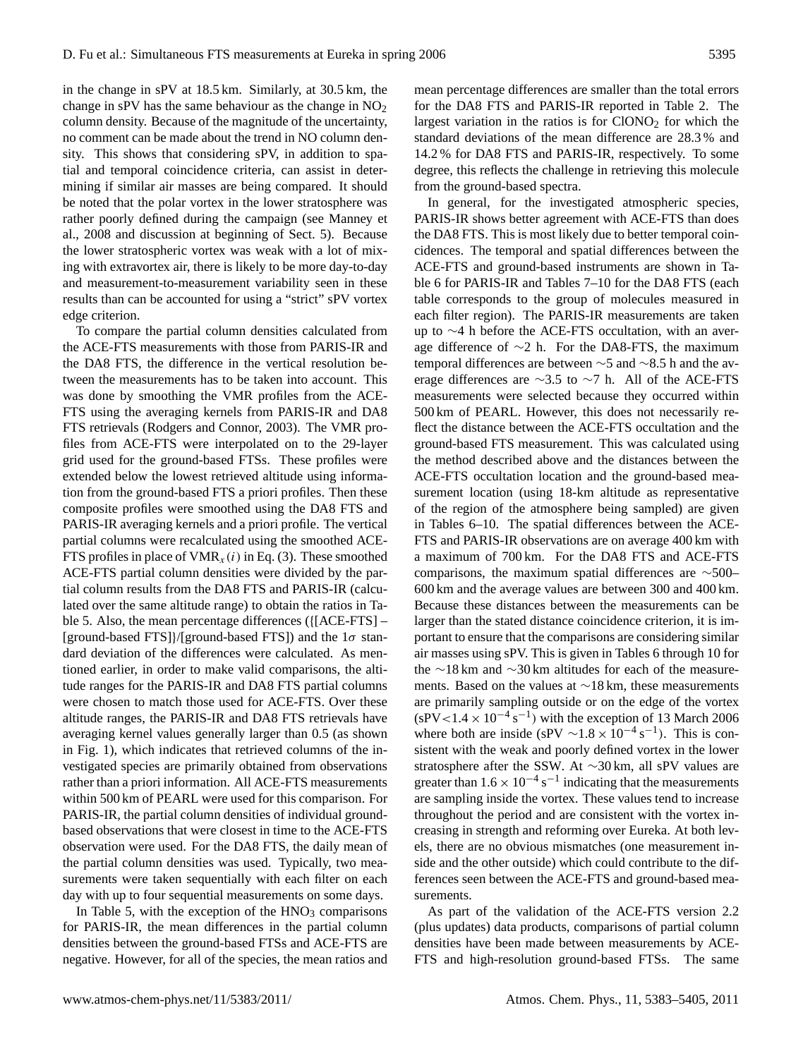in the change in sPV at 18.5 km. Similarly, at 30.5 km, the change in sPV has the same behaviour as the change in $NO_2$ column density. Because of the magnitude of the uncertainty, no comment can be made about the trend in NO column density. This shows that considering sPV, in addition to spatial and temporal coincidence criteria, can assist in determining if similar air masses are being compared. It should be noted that the polar vortex in the lower stratosphere was rather poorly defined during the campaign (see Manney et al., 2008 and discussion at beginning of Sect. 5). Because the lower stratospheric vortex was weak with a lot of mixing with extravortex air, there is likely to be more day-to-day and measurement-to-measurement variability seen in these results than can be accounted for using a "strict" sPV vortex edge criterion.

To compare the partial column densities calculated from the ACE-FTS measurements with those from PARIS-IR and the DA8 FTS, the difference in the vertical resolution between the measurements has to be taken into account. This was done by smoothing the VMR profiles from the ACE-FTS using the averaging kernels from PARIS-IR and DA8 FTS retrievals (Rodgers and Connor, 2003). The VMR profiles from ACE-FTS were interpolated on to the 29-layer grid used for the ground-based FTSs. These profiles were extended below the lowest retrieved altitude using information from the ground-based FTS a priori profiles. Then these composite profiles were smoothed using the DA8 FTS and PARIS-IR averaging kernels and a priori profile. The vertical partial columns were recalculated using the smoothed ACE-FTS profiles in place of $\mathrm{VMR}_x(i)$ in Eq. (3). These smoothed ACE-FTS partial column densities were divided by the partial column results from the DA8 FTS and PARIS-IR (calculated over the same altitude range) to obtain the ratios in Table 5. Also, the mean percentage differences ({[ACE-FTS] – [ground-based FTS]}/[ground-based FTS]) and the $1\sigma$ standard deviation of the differences were calculated. As mentioned earlier, in order to make valid comparisons, the altitude ranges for the PARIS-IR and DA8 FTS partial columns were chosen to match those used for ACE-FTS. Over these altitude ranges, the PARIS-IR and DA8 FTS retrievals have averaging kernel values generally larger than 0.5 (as shown in Fig. 1), which indicates that retrieved columns of the investigated species are primarily obtained from observations rather than a priori information. All ACE-FTS measurements within 500 km of PEARL were used for this comparison. For PARIS-IR, the partial column densities of individual ground-based observations that were closest in time to the ACE-FTS observation were used. For the DA8 FTS, the daily mean of the partial column densities was used. Typically, two measurements were taken sequentially with each filter on each day with up to four sequential measurements on some days.

In Table 5, with the exception of the $HNO_3$ comparisons for PARIS-IR, the mean differences in the partial column densities between the ground-based FTSs and ACE-FTS are negative. However, for all of the species, the mean ratios and mean percentage differences are smaller than the total errors for the DA8 FTS and PARIS-IR reported in Table 2. The largest variation in the ratios is for $ClONO_2$ for which the standard deviations of the mean difference are 28.3 % and 14.2 % for DA8 FTS and PARIS-IR, respectively. To some degree, this reflects the challenge in retrieving this molecule from the ground-based spectra.

In general, for the investigated atmospheric species, PARIS-IR shows better agreement with ACE-FTS than does the DA8 FTS. This is most likely due to better temporal coincidences. The temporal and spatial differences between the ACE-FTS and ground-based instruments are shown in Table 6 for PARIS-IR and Tables 7–10 for the DA8 FTS (each table corresponds to the group of molecules measured in each filter region). The PARIS-IR measurements are taken up to ~4 h before the ACE-FTS occultation, with an average difference of ~2 h. For the DA8-FTS, the maximum temporal differences are between ~5 and ~8.5 h and the average differences are ~3.5 to ~7 h. All of the ACE-FTS measurements were selected because they occurred within 500 km of PEARL. However, this does not necessarily reflect the distance between the ACE-FTS occultation and the ground-based FTS measurement. This was calculated using the method described above and the distances between the ACE-FTS occultation location and the ground-based measurement location (using 18-km altitude as representative of the region of the atmosphere being sampled) are given in Tables 6–10. The spatial differences between the ACE-FTS and PARIS-IR observations are on average 400 km with a maximum of 700 km. For the DA8 FTS and ACE-FTS comparisons, the maximum spatial differences are ~500–600 km and the average values are between 300 and 400 km. Because these distances between the measurements can be larger than the stated distance coincidence criterion, it is important to ensure that the comparisons are considering similar air masses using sPV. This is given in Tables 6 through 10 for the ~18 km and ~30 km altitudes for each of the measurements. Based on the values at ~18 km, these measurements are primarily sampling outside or on the edge of the vortex ($\mathrm{sPV} < 1.4 \times 10^{-4}\,\mathrm{s}^{-1}$) with the exception of 13 March 2006 where both are inside ($\mathrm{sPV} \sim 1.8 \times 10^{-4}\,\mathrm{s}^{-1}$). This is consistent with the weak and poorly defined vortex in the lower stratosphere after the SSW. At ~30 km, all sPV values are greater than $1.6 \times 10^{-4}\,\mathrm{s}^{-1}$ indicating that the measurements are sampling inside the vortex. These values tend to increase throughout the period and are consistent with the vortex increasing in strength and reforming over Eureka. At both levels, there are no obvious mismatches (one measurement inside and the other outside) which could contribute to the differences seen between the ACE-FTS and ground-based measurements.

As part of the validation of the ACE-FTS version 2.2 (plus updates) data products, comparisons of partial column densities have been made between measurements by ACE-FTS and high-resolution ground-based FTSs. The same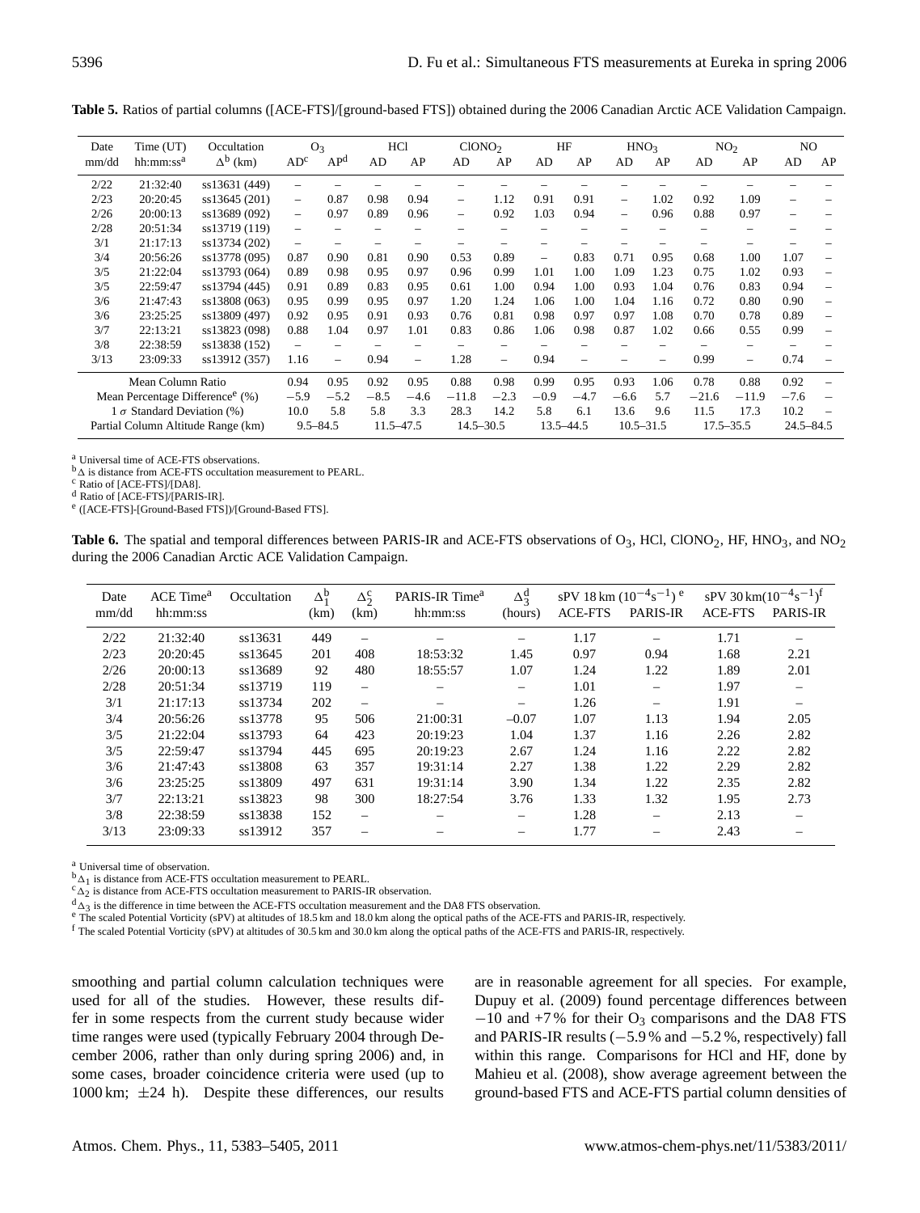**Table 5.** Ratios of partial columns ([ACE-FTS]/[ground-based FTS]) obtained during the 2006 Canadian Arctic ACE Validation Campaign.

| Date | Time (UT) | Occultation | $O_3$ | | HCl | | $ClONO_2$ | | HF | | $HNO_3$ | | $NO_2$ | | NO | |
|---|---|---|---|---|---|---|---|---|---|---|---|---|---|---|---|---|
| mm/dd | hh:mm:ss[a] | $\Delta$[b] (km) | AD[c] | AP[d] | AD | AP | AD | AP | AD | AP | AD | AP | AD | AP | AD | AP |
| 2/22 | 21:32:40 | ss13631 (449) | – | – | – | – | – | – | – | – | – | – | – | – | – | – |
| 2/23 | 20:20:45 | ss13645 (201) | – | 0.87 | 0.98 | 0.94 | – | 1.12 | 0.91 | 0.91 | – | 1.02 | 0.92 | 1.09 | – | – |
| 2/26 | 20:00:13 | ss13689 (092) | – | 0.97 | 0.89 | 0.96 | – | 0.92 | 1.03 | 0.94 | – | 0.96 | 0.88 | 0.97 | – | – |
| 2/28 | 20:51:34 | ss13719 (119) | – | – | – | – | – | – | – | – | – | – | – | – | – | – |
| 3/1 | 21:17:13 | ss13734 (202) | – | – | – | – | – | – | – | – | – | – | – | – | – | – |
| 3/4 | 20:56:26 | ss13778 (095) | 0.87 | 0.90 | 0.81 | 0.90 | 0.53 | 0.89 | – | 0.83 | 0.71 | 0.95 | 0.68 | 1.00 | 1.07 | – |
| 3/5 | 21:22:04 | ss13793 (064) | 0.89 | 0.98 | 0.95 | 0.97 | 0.96 | 0.99 | 1.01 | 1.00 | 1.09 | 1.23 | 0.75 | 1.02 | 0.93 | – |
| 3/5 | 22:59:47 | ss13794 (445) | 0.91 | 0.89 | 0.83 | 0.95 | 0.61 | 1.00 | 0.94 | 1.00 | 0.93 | 1.04 | 0.76 | 0.83 | 0.94 | – |
| 3/6 | 21:47:43 | ss13808 (063) | 0.95 | 0.99 | 0.95 | 0.97 | 1.20 | 1.24 | 1.06 | 1.00 | 1.04 | 1.16 | 0.72 | 0.80 | 0.90 | – |
| 3/6 | 23:25:25 | ss13809 (497) | 0.92 | 0.95 | 0.91 | 0.93 | 0.76 | 0.81 | 0.98 | 0.97 | 0.97 | 1.08 | 0.70 | 0.78 | 0.89 | – |
| 3/7 | 22:13:21 | ss13823 (098) | 0.88 | 1.04 | 0.97 | 1.01 | 0.83 | 0.86 | 1.06 | 0.98 | 0.87 | 1.02 | 0.66 | 0.55 | 0.99 | – |
| 3/8 | 22:38:59 | ss13838 (152) | – | – | – | – | – | – | – | – | – | – | – | – | – | – |
| 3/13 | 23:09:33 | ss13912 (357) | 1.16 | – | 0.94 | – | 1.28 | – | 0.94 | – | – | – | 0.99 | – | 0.74 | – |
| Mean Column Ratio | | | 0.94 | 0.95 | 0.92 | 0.95 | 0.88 | 0.98 | 0.99 | 0.95 | 0.93 | 1.06 | 0.78 | 0.88 | 0.92 | – |
| Mean Percentage Difference[e] (%) | | | −5.9 | −5.2 | −8.5 | −4.6 | −11.8 | −2.3 | −0.9 | −4.7 | −6.6 | 5.7 | −21.6 | −11.9 | −7.6 | – |
| 1 $\sigma$ Standard Deviation (%) | | | 10.0 | 5.8 | 5.8 | 3.3 | 28.3 | 14.2 | 5.8 | 6.1 | 13.6 | 9.6 | 11.5 | 17.3 | 10.2 | – |
| Partial Column Altitude Range (km) | | | 9.5–84.5 | | 11.5–47.5 | | 14.5–30.5 | | 13.5–44.5 | | 10.5–31.5 | | 17.5–35.5 | | 24.5–84.5 | |

[a] Universal time of ACE-FTS observations.
[b] $\Delta$ is distance from ACE-FTS occultation measurement to PEARL.
[c] Ratio of [ACE-FTS]/[DA8].
[d] Ratio of [ACE-FTS]/[PARIS-IR].
[e] ([ACE-FTS]-[Ground-Based FTS])/[Ground-Based FTS].

**Table 6.** The spatial and temporal differences between PARIS-IR and ACE-FTS observations of $O_3$, HCl, $ClONO_2$, HF, $HNO_3$, and $NO_2$ during the 2006 Canadian Arctic ACE Validation Campaign.

| Date | ACE Time[a] | Occultation | $\Delta_1^b$ | $\Delta_2^c$ | PARIS-IR Time[a] | $\Delta_3^d$ | sPV 18 km ($10^{-4}s^{-1}$)[e] | | sPV 30 km($10^{-4}s^{-1}$)[f] | |
|---|---|---|---|---|---|---|---|---|---|---|
| mm/dd | hh:mm:ss | | (km) | (km) | hh:mm:ss | (hours) | ACE-FTS | PARIS-IR | ACE-FTS | PARIS-IR |
| 2/22 | 21:32:40 | ss13631 | 449 | – | – | – | 1.17 | – | 1.71 | – |
| 2/23 | 20:20:45 | ss13645 | 201 | 408 | 18:53:32 | 1.45 | 0.97 | 0.94 | 1.68 | 2.21 |
| 2/26 | 20:00:13 | ss13689 | 92 | 480 | 18:55:57 | 1.07 | 1.24 | 1.22 | 1.89 | 2.01 |
| 2/28 | 20:51:34 | ss13719 | 119 | – | – | – | 1.01 | – | 1.97 | – |
| 3/1 | 21:17:13 | ss13734 | 202 | – | – | – | 1.26 | – | 1.91 | – |
| 3/4 | 20:56:26 | ss13778 | 95 | 506 | 21:00:31 | −0.07 | 1.07 | 1.13 | 1.94 | 2.05 |
| 3/5 | 21:22:04 | ss13793 | 64 | 423 | 20:19:23 | 1.04 | 1.37 | 1.16 | 2.26 | 2.82 |
| 3/5 | 22:59:47 | ss13794 | 445 | 695 | 20:19:23 | 2.67 | 1.24 | 1.16 | 2.22 | 2.82 |
| 3/6 | 21:47:43 | ss13808 | 63 | 357 | 19:31:14 | 2.27 | 1.38 | 1.22 | 2.29 | 2.82 |
| 3/6 | 23:25:25 | ss13809 | 497 | 631 | 19:31:14 | 3.90 | 1.34 | 1.22 | 2.35 | 2.82 |
| 3/7 | 22:13:21 | ss13823 | 98 | 300 | 18:27:54 | 3.76 | 1.33 | 1.32 | 1.95 | 2.73 |
| 3/8 | 22:38:59 | ss13838 | 152 | – | – | – | 1.28 | – | 2.13 | – |
| 3/13 | 23:09:33 | ss13912 | 357 | – | – | – | 1.77 | – | 2.43 | – |

[a] Universal time of observation.
[b] $\Delta_1$ is distance from ACE-FTS occultation measurement to PEARL.
[c] $\Delta_2$ is distance from ACE-FTS occultation measurement to PARIS-IR observation.
[d] $\Delta_3$ is the difference in time between the ACE-FTS occultation measurement and the DA8 FTS observation.
[e] The scaled Potential Vorticity (sPV) at altitudes of 18.5 km and 18.0 km along the optical paths of the ACE-FTS and PARIS-IR, respectively.
[f] The scaled Potential Vorticity (sPV) at altitudes of 30.5 km and 30.0 km along the optical paths of the ACE-FTS and PARIS-IR, respectively.

smoothing and partial column calculation techniques were used for all of the studies. However, these results differ in some respects from the current study because wider time ranges were used (typically February 2004 through December 2006, rather than only during spring 2006) and, in some cases, broader coincidence criteria were used (up to 1000 km; ±24 h). Despite these differences, our results are in reasonable agreement for all species. For example, Dupuy et al. (2009) found percentage differences between −10 and +7 % for their $O_3$ comparisons and the DA8 FTS and PARIS-IR results (−5.9 % and −5.2 %, respectively) fall within this range. Comparisons for HCl and HF, done by Mahieu et al. (2008), show average agreement between the ground-based FTS and ACE-FTS partial column densities of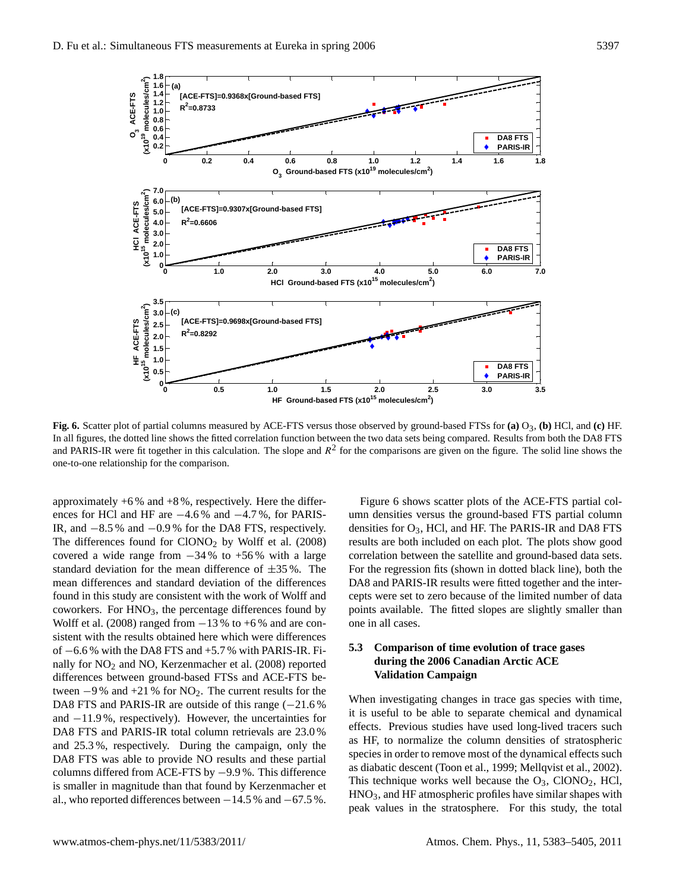**Fig. 6.** Scatter plot of partial columns measured by ACE-FTS versus those observed by ground-based FTSs for **(a)** $O_3$, **(b)** HCl, and **(c)** HF. In all figures, the dotted line shows the fitted correlation function between the two data sets being compared. Results from both the DA8 FTS and PARIS-IR were fit together in this calculation. The slope and $R^2$ for the comparisons are given on the figure. The solid line shows the one-to-one relationship for the comparison.

approximately +6 % and +8 %, respectively. Here the differences for HCl and HF are −4.6 % and −4.7 %, for PARIS-IR, and −8.5 % and −0.9 % for the DA8 FTS, respectively. The differences found for $ClONO_2$ by Wolff et al. (2008) covered a wide range from −34 % to +56 % with a large standard deviation for the mean difference of ±35 %. The mean differences and standard deviation of the differences found in this study are consistent with the work of Wolff and coworkers. For $HNO_3$, the percentage differences found by Wolff et al. (2008) ranged from −13 % to +6 % and are consistent with the results obtained here which were differences of −6.6 % with the DA8 FTS and +5.7 % with PARIS-IR. Finally for $NO_2$ and NO, Kerzenmacher et al. (2008) reported differences between ground-based FTSs and ACE-FTS between −9 % and +21 % for $NO_2$. The current results for the DA8 FTS and PARIS-IR are outside of this range (−21.6 % and −11.9 %, respectively). However, the uncertainties for DA8 FTS and PARIS-IR total column retrievals are 23.0 % and 25.3 %, respectively. During the campaign, only the DA8 FTS was able to provide NO results and these partial columns differed from ACE-FTS by −9.9 %. This difference is smaller in magnitude than that found by Kerzenmacher et al., who reported differences between −14.5 % and −67.5 %.

Figure 6 shows scatter plots of the ACE-FTS partial column densities versus the ground-based FTS partial column densities for $O_3$, HCl, and HF. The PARIS-IR and DA8 FTS results are both included on each plot. The plots show good correlation between the satellite and ground-based data sets. For the regression fits (shown in dotted black line), both the DA8 and PARIS-IR results were fitted together and the intercepts were set to zero because of the limited number of data points available. The fitted slopes are slightly smaller than one in all cases.

### 5.3 Comparison of time evolution of trace gases during the 2006 Canadian Arctic ACE Validation Campaign

When investigating changes in trace gas species with time, it is useful to be able to separate chemical and dynamical effects. Previous studies have used long-lived tracers such as HF, to normalize the column densities of stratospheric species in order to remove most of the dynamical effects such as diabatic descent (Toon et al., 1999; Mellqvist et al., 2002). This technique works well because the $O_3$, $ClONO_2$, HCl, $HNO_3$, and HF atmospheric profiles have similar shapes with peak values in the stratosphere. For this study, the total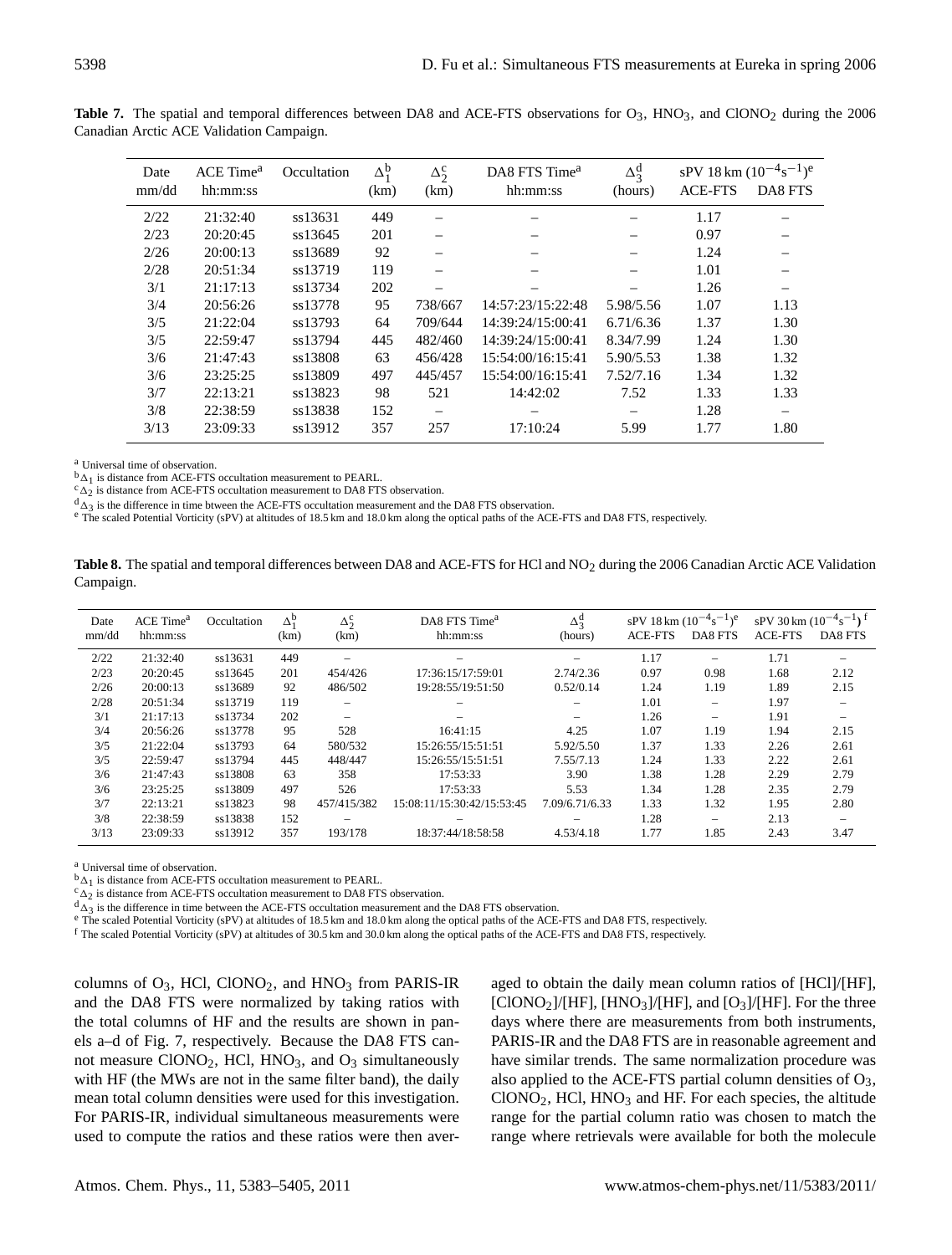**Table 7.** The spatial and temporal differences between DA8 and ACE-FTS observations for $O_3$, $HNO_3$, and $ClONO_2$ during the 2006 Canadian Arctic ACE Validation Campaign.

| Date mm/dd | ACE Time[a] hh:mm:ss | Occultation | $\Delta_1^b$ (km) | $\Delta_2^c$ (km) | DA8 FTS Time[a] hh:mm:ss | $\Delta_3^d$ (hours) | sPV 18 km ($10^{-4}s^{-1}$)[e] ACE-FTS | DA8 FTS |
|---|---|---|---|---|---|---|---|---|
| 2/22 | 21:32:40 | ss13631 | 449 | – | – | – | 1.17 | – |
| 2/23 | 20:20:45 | ss13645 | 201 | – | – | – | 0.97 | – |
| 2/26 | 20:00:13 | ss13689 | 92 | – | – | – | 1.24 | – |
| 2/28 | 20:51:34 | ss13719 | 119 | – | – | – | 1.01 | – |
| 3/1 | 21:17:13 | ss13734 | 202 | – | – | – | 1.26 | – |
| 3/4 | 20:56:26 | ss13778 | 95 | 738/667 | 14:57:23/15:22:48 | 5.98/5.56 | 1.07 | 1.13 |
| 3/5 | 21:22:04 | ss13793 | 64 | 709/644 | 14:39:24/15:00:41 | 6.71/6.36 | 1.37 | 1.30 |
| 3/5 | 22:59:47 | ss13794 | 445 | 482/460 | 14:39:24/15:00:41 | 8.34/7.99 | 1.24 | 1.30 |
| 3/6 | 21:47:43 | ss13808 | 63 | 456/428 | 15:54:00/16:15:41 | 5.90/5.53 | 1.38 | 1.32 |
| 3/6 | 23:25:25 | ss13809 | 497 | 445/457 | 15:54:00/16:15:41 | 7.52/7.16 | 1.34 | 1.32 |
| 3/7 | 22:13:21 | ss13823 | 98 | 521 | 14:42:02 | 7.52 | 1.33 | 1.33 |
| 3/8 | 22:38:59 | ss13838 | 152 | – | – | – | 1.28 | – |
| 3/13 | 23:09:33 | ss13912 | 357 | 257 | 17:10:24 | 5.99 | 1.77 | 1.80 |

[a] Universal time of observation.
[b] $\Delta_1$ is distance from ACE-FTS occultation measurement to PEARL.
[c] $\Delta_2$ is distance from ACE-FTS occultation measurement to DA8 FTS observation.
[d] $\Delta_3$ is the difference in time btween the ACE-FTS occultation measurement and the DA8 FTS observation.
[e] The scaled Potential Vorticity (sPV) at altitudes of 18.5 km and 18.0 km along the optical paths of the ACE-FTS and DA8 FTS, respectively.

**Table 8.** The spatial and temporal differences between DA8 and ACE-FTS for HCl and $NO_2$ during the 2006 Canadian Arctic ACE Validation Campaign.

| Date mm/dd | ACE Time[a] hh:mm:ss | Occultation | $\Delta_1^b$ (km) | $\Delta_2^c$ (km) | DA8 FTS Time[a] hh:mm:ss | $\Delta_3^d$ (hours) | sPV 18 km ($10^{-4}s^{-1}$)[e] ACE-FTS | DA8 FTS | sPV 30 km ($10^{-4}s^{-1}$)[f] ACE-FTS | DA8 FTS |
|---|---|---|---|---|---|---|---|---|---|---|
| 2/22 | 21:32:40 | ss13631 | 449 | – | – | – | 1.17 | – | 1.71 | – |
| 2/23 | 20:20:45 | ss13645 | 201 | 454/426 | 17:36:15/17:59:01 | 2.74/2.36 | 0.97 | 0.98 | 1.68 | 2.12 |
| 2/26 | 20:00:13 | ss13689 | 92 | 486/502 | 19:28:55/19:51:50 | 0.52/0.14 | 1.24 | 1.19 | 1.89 | 2.15 |
| 2/28 | 20:51:34 | ss13719 | 119 | – | – | – | 1.01 | – | 1.97 | – |
| 3/1 | 21:17:13 | ss13734 | 202 | – | – | – | 1.26 | – | 1.91 | – |
| 3/4 | 20:56:26 | ss13778 | 95 | 528 | 16:41:15 | 4.25 | 1.07 | 1.19 | 1.94 | 2.15 |
| 3/5 | 21:22:04 | ss13793 | 64 | 580/532 | 15:26:55/15:51:51 | 5.92/5.50 | 1.37 | 1.33 | 2.26 | 2.61 |
| 3/5 | 22:59:47 | ss13794 | 445 | 448/447 | 15:26:55/15:51:51 | 7.55/7.13 | 1.24 | 1.33 | 2.22 | 2.61 |
| 3/6 | 21:47:43 | ss13808 | 63 | 358 | 17:53:33 | 3.90 | 1.38 | 1.28 | 2.29 | 2.79 |
| 3/6 | 23:25:25 | ss13809 | 497 | 526 | 17:53:33 | 5.53 | 1.34 | 1.28 | 2.35 | 2.79 |
| 3/7 | 22:13:21 | ss13823 | 98 | 457/415/382 | 15:08:11/15:30:42/15:53:45 | 7.09/6.71/6.33 | 1.33 | 1.32 | 1.95 | 2.80 |
| 3/8 | 22:38:59 | ss13838 | 152 | – | – | – | 1.28 | – | 2.13 | – |
| 3/13 | 23:09:33 | ss13912 | 357 | 193/178 | 18:37:44/18:58:58 | 4.53/4.18 | 1.77 | 1.85 | 2.43 | 3.47 |

[a] Universal time of observation.
[b] $\Delta_1$ is distance from ACE-FTS occultation measurement to PEARL.
[c] $\Delta_2$ is distance from ACE-FTS occultation measurement to DA8 FTS observation.
[d] $\Delta_3$ is the difference in time between the ACE-FTS occultation measurement and the DA8 FTS observation.
[e] The scaled Potential Vorticity (sPV) at altitudes of 18.5 km and 18.0 km along the optical paths of the ACE-FTS and DA8 FTS, respectively.
[f] The scaled Potential Vorticity (sPV) at altitudes of 30.5 km and 30.0 km along the optical paths of the ACE-FTS and DA8 FTS, respectively.

columns of $O_3$, HCl, $ClONO_2$, and $HNO_3$ from PARIS-IR and the DA8 FTS were normalized by taking ratios with the total columns of HF and the results are shown in panels a–d of Fig. 7, respectively. Because the DA8 FTS cannot measure $ClONO_2$, HCl, $HNO_3$, and $O_3$ simultaneously with HF (the MWs are not in the same filter band), the daily mean total column densities were used for this investigation. For PARIS-IR, individual simultaneous measurements were used to compute the ratios and these ratios were then averaged to obtain the daily mean column ratios of [HCl]/[HF], [$ClONO_2$]/[HF], [$HNO_3$]/[HF], and [$O_3$]/[HF]. For the three days where there are measurements from both instruments, PARIS-IR and the DA8 FTS are in reasonable agreement and have similar trends. The same normalization procedure was also applied to the ACE-FTS partial column densities of $O_3$, $ClONO_2$, HCl, $HNO_3$ and HF. For each species, the altitude range for the partial column ratio was chosen to match the range where retrievals were available for both the molecule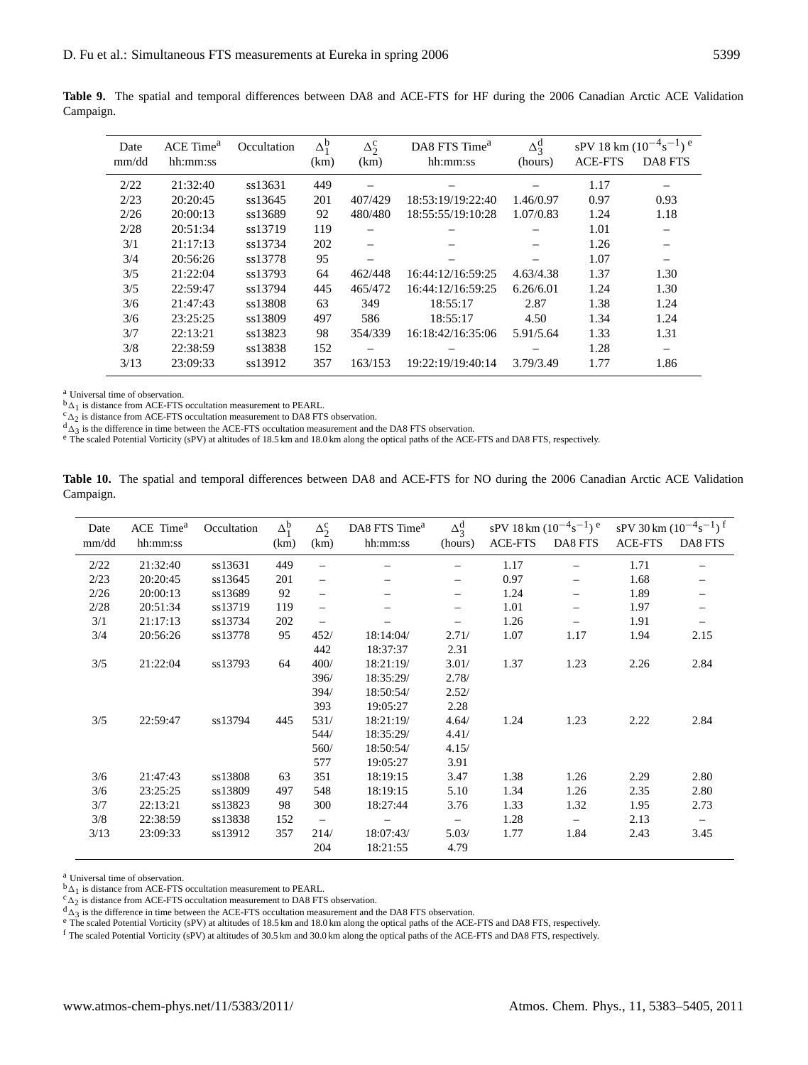**Table 9.** The spatial and temporal differences between DA8 and ACE-FTS for HF during the 2006 Canadian Arctic ACE Validation Campaign.

| Date mm/dd | ACE Time[a] hh:mm:ss | Occultation | $\Delta_1^b$ (km) | $\Delta_2^c$ (km) | DA8 FTS Time[a] hh:mm:ss | $\Delta_3^d$ (hours) | sPV 18 km ($10^{-4}s^{-1}$)[e] ACE-FTS | DA8 FTS |
|---|---|---|---|---|---|---|---|---|
| 2/22 | 21:32:40 | ss13631 | 449 | – | – | – | 1.17 | – |
| 2/23 | 20:20:45 | ss13645 | 201 | 407/429 | 18:53:19/19:22:40 | 1.46/0.97 | 0.97 | 0.93 |
| 2/26 | 20:00:13 | ss13689 | 92 | 480/480 | 18:55:55/19:10:28 | 1.07/0.83 | 1.24 | 1.18 |
| 2/28 | 20:51:34 | ss13719 | 119 | – | – | – | 1.01 | – |
| 3/1 | 21:17:13 | ss13734 | 202 | – | – | – | 1.26 | – |
| 3/4 | 20:56:26 | ss13778 | 95 | – | – | – | 1.07 | – |
| 3/5 | 21:22:04 | ss13793 | 64 | 462/448 | 16:44:12/16:59:25 | 4.63/4.38 | 1.37 | 1.30 |
| 3/5 | 22:59:47 | ss13794 | 445 | 465/472 | 16:44:12/16:59:25 | 6.26/6.01 | 1.24 | 1.30 |
| 3/6 | 21:47:43 | ss13808 | 63 | 349 | 18:55:17 | 2.87 | 1.38 | 1.24 |
| 3/6 | 23:25:25 | ss13809 | 497 | 586 | 18:55:17 | 4.50 | 1.34 | 1.24 |
| 3/7 | 22:13:21 | ss13823 | 98 | 354/339 | 16:18:42/16:35:06 | 5.91/5.64 | 1.33 | 1.31 |
| 3/8 | 22:38:59 | ss13838 | 152 | – | – | – | 1.28 | – |
| 3/13 | 23:09:33 | ss13912 | 357 | 163/153 | 19:22:19/19:40:14 | 3.79/3.49 | 1.77 | 1.86 |

[a] Universal time of observation.
[b] $\Delta_1$ is distance from ACE-FTS occultation measurement to PEARL.
[c] $\Delta_2$ is distance from ACE-FTS occultation measurement to DA8 FTS observation.
[d] $\Delta_3$ is the difference in time between the ACE-FTS occultation measurement and the DA8 FTS observation.
[e] The scaled Potential Vorticity (sPV) at altitudes of 18.5 km and 18.0 km along the optical paths of the ACE-FTS and DA8 FTS, respectively.

**Table 10.** The spatial and temporal differences between DA8 and ACE-FTS for NO during the 2006 Canadian Arctic ACE Validation Campaign.

| Date mm/dd | ACE Time[a] hh:mm:ss | Occultation | $\Delta_1^b$ (km) | $\Delta_2^c$ (km) | DA8 FTS Time[a] hh:mm:ss | $\Delta_3^d$ (hours) | sPV 18 km ($10^{-4}s^{-1}$)[e] ACE-FTS | DA8 FTS | sPV 30 km ($10^{-4}s^{-1}$)[f] ACE-FTS | DA8 FTS |
|---|---|---|---|---|---|---|---|---|---|---|
| 2/22 | 21:32:40 | ss13631 | 449 | – | – | – | 1.17 | – | 1.71 | – |
| 2/23 | 20:20:45 | ss13645 | 201 | – | – | – | 0.97 | – | 1.68 | – |
| 2/26 | 20:00:13 | ss13689 | 92 | – | – | – | 1.24 | – | 1.89 | – |
| 2/28 | 20:51:34 | ss13719 | 119 | – | – | – | 1.01 | – | 1.97 | – |
| 3/1 | 21:17:13 | ss13734 | 202 | – | – | – | 1.26 | – | 1.91 | – |
| 3/4 | 20:56:26 | ss13778 | 95 | 452/ 442 | 18:14:04/ 18:37:37 | 2.71/ 2.31 | 1.07 | 1.17 | 1.94 | 2.15 |
| 3/5 | 21:22:04 | ss13793 | 64 | 400/ 396/ 394/ 393 | 18:21:19/ 18:35:29/ 18:50:54/ 19:05:27 | 3.01/ 2.78/ 2.52/ 2.28 | 1.37 | 1.23 | 2.26 | 2.84 |
| 3/5 | 22:59:47 | ss13794 | 445 | 531/ 544/ 560/ 577 | 18:21:19/ 18:35:29/ 18:50:54/ 19:05:27 | 4.64/ 4.41/ 4.15/ 3.91 | 1.24 | 1.23 | 2.22 | 2.84 |
| 3/6 | 21:47:43 | ss13808 | 63 | 351 | 18:19:15 | 3.47 | 1.38 | 1.26 | 2.29 | 2.80 |
| 3/6 | 23:25:25 | ss13809 | 497 | 548 | 18:19:15 | 5.10 | 1.34 | 1.26 | 2.35 | 2.80 |
| 3/7 | 22:13:21 | ss13823 | 98 | 300 | 18:27:44 | 3.76 | 1.33 | 1.32 | 1.95 | 2.73 |
| 3/8 | 22:38:59 | ss13838 | 152 | – | – | – | 1.28 | – | 2.13 | – |
| 3/13 | 23:09:33 | ss13912 | 357 | 214/ 204 | 18:07:43/ 18:21:55 | 5.03/ 4.79 | 1.77 | 1.84 | 2.43 | 3.45 |

[a] Universal time of observation.
[b] $\Delta_1$ is distance from ACE-FTS occultation measurement to PEARL.
[c] $\Delta_2$ is distance from ACE-FTS occultation measurement to DA8 FTS observation.
[d] $\Delta_3$ is the difference in time between the ACE-FTS occultation measurement and the DA8 FTS observation.
[e] The scaled Potential Vorticity (sPV) at altitudes of 18.5 km and 18.0 km along the optical paths of the ACE-FTS and DA8 FTS, respectively.
[f] The scaled Potential Vorticity (sPV) at altitudes of 30.5 km and 30.0 km along the optical paths of the ACE-FTS and DA8 FTS, respectively.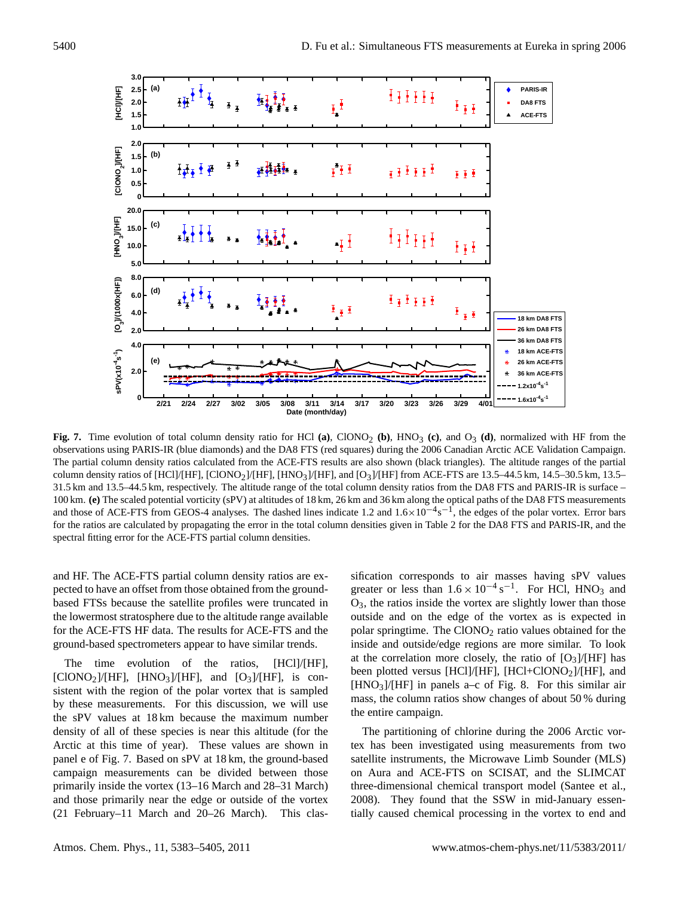**Fig. 7.** Time evolution of total column density ratio for HCl **(a)**, $ClONO_2$ **(b)**, $HNO_3$ **(c)**, and $O_3$ **(d)**, normalized with HF from the observations using PARIS-IR (blue diamonds) and the DA8 FTS (red squares) during the 2006 Canadian Arctic ACE Validation Campaign. The partial column density ratios calculated from the ACE-FTS results are also shown (black triangles). The altitude ranges of the partial column density ratios of [HCl]/[HF], [$ClONO_2$]/[HF], [$HNO_3$]/[HF], and [$O_3$]/[HF] from ACE-FTS are 13.5–44.5 km, 14.5–30.5 km, 13.5–31.5 km and 13.5–44.5 km, respectively. The altitude range of the total column density ratios from the DA8 FTS and PARIS-IR is surface – 100 km. **(e)** The scaled potential vorticity (sPV) at altitudes of 18 km, 26 km and 36 km along the optical paths of the DA8 FTS measurements and those of ACE-FTS from GEOS-4 analyses. The dashed lines indicate 1.2 and $1.6\times10^{-4}\text{s}^{-1}$, the edges of the polar vortex. Error bars for the ratios are calculated by propagating the error in the total column densities given in Table 2 for the DA8 FTS and PARIS-IR, and the spectral fitting error for the ACE-FTS partial column densities.

and HF. The ACE-FTS partial column density ratios are expected to have an offset from those obtained from the ground-based FTSs because the satellite profiles were truncated in the lowermost stratosphere due to the altitude range available for the ACE-FTS HF data. The results for ACE-FTS and the ground-based spectrometers appear to have similar trends.

The time evolution of the ratios, [HCl]/[HF], [$ClONO_2$]/[HF], [$HNO_3$]/[HF], and [$O_3$]/[HF], is consistent with the region of the polar vortex that is sampled by these measurements. For this discussion, we will use the sPV values at 18 km because the maximum number density of all of these species is near this altitude (for the Arctic at this time of year). These values are shown in panel e of Fig. 7. Based on sPV at 18 km, the ground-based campaign measurements can be divided between those primarily inside the vortex (13–16 March and 28–31 March) and those primarily near the edge or outside of the vortex (21 February–11 March and 20–26 March). This classification corresponds to air masses having sPV values greater or less than $1.6\times10^{-4}\,\text{s}^{-1}$. For HCl, $HNO_3$ and $O_3$, the ratios inside the vortex are slightly lower than those outside and on the edge of the vortex as is expected in polar springtime. The $ClONO_2$ ratio values obtained for the inside and outside/edge regions are more similar. To look at the correlation more closely, the ratio of [$O_3$]/[HF] has been plotted versus [HCl]/[HF], [HCl+$ClONO_2$]/[HF], and [$HNO_3$]/[HF] in panels a–c of Fig. 8. For this similar air mass, the column ratios show changes of about 50 % during the entire campaign.

The partitioning of chlorine during the 2006 Arctic vortex has been investigated using measurements from two satellite instruments, the Microwave Limb Sounder (MLS) on Aura and ACE-FTS on SCISAT, and the SLIMCAT three-dimensional chemical transport model (Santee et al., 2008). They found that the SSW in mid-January essentially caused chemical processing in the vortex to end and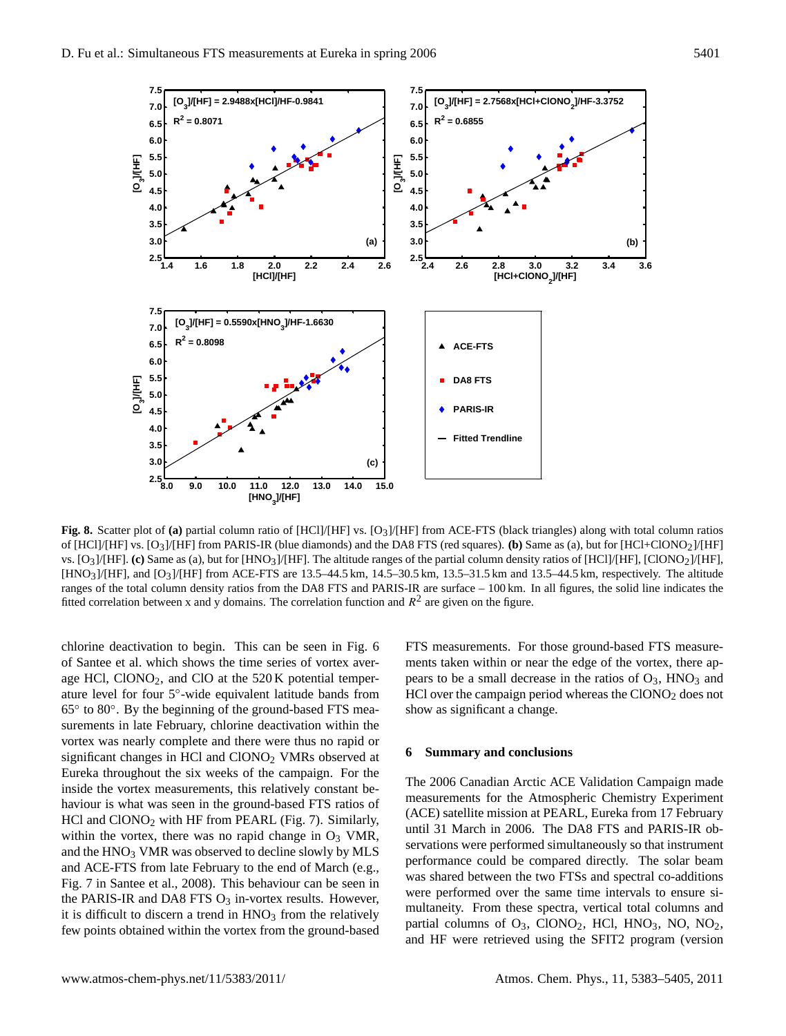**Fig. 8.** Scatter plot of **(a)** partial column ratio of [HCl]/[HF] vs. $[O_3]$/[HF] from ACE-FTS (black triangles) along with total column ratios of [HCl]/[HF] vs. $[O_3]$/[HF] from PARIS-IR (blue diamonds) and the DA8 FTS (red squares). **(b)** Same as (a), but for $[HCl+ClONO_2]$/[HF] vs. $[O_3]$/[HF]. **(c)** Same as (a), but for $[HNO_3]$/[HF]. The altitude ranges of the partial column density ratios of [HCl]/[HF], $[ClONO_2]$/[HF], $[HNO_3]$/[HF], and $[O_3]$/[HF] from ACE-FTS are 13.5–44.5 km, 14.5–30.5 km, 13.5–31.5 km and 13.5–44.5 km, respectively. The altitude ranges of the total column density ratios from the DA8 FTS and PARIS-IR are surface – 100 km. In all figures, the solid line indicates the fitted correlation between x and y domains. The correlation function and $R^2$ are given on the figure.

chlorine deactivation to begin. This can be seen in Fig. 6 of Santee et al. which shows the time series of vortex average HCl, $ClONO_2$, and ClO at the 520 K potential temperature level for four 5°-wide equivalent latitude bands from 65° to 80°. By the beginning of the ground-based FTS measurements in late February, chlorine deactivation within the vortex was nearly complete and there were thus no rapid or significant changes in HCl and $ClONO_2$ VMRs observed at Eureka throughout the six weeks of the campaign. For the inside the vortex measurements, this relatively constant behaviour is what was seen in the ground-based FTS ratios of HCl and $ClONO_2$ with HF from PEARL (Fig. 7). Similarly, within the vortex, there was no rapid change in $O_3$ VMR, and the $HNO_3$ VMR was observed to decline slowly by MLS and ACE-FTS from late February to the end of March (e.g., Fig. 7 in Santee et al., 2008). This behaviour can be seen in the PARIS-IR and DA8 FTS $O_3$ in-vortex results. However, it is difficult to discern a trend in $HNO_3$ from the relatively few points obtained within the vortex from the ground-based FTS measurements. For those ground-based FTS measurements taken within or near the edge of the vortex, there appears to be a small decrease in the ratios of $O_3$, $HNO_3$ and HCl over the campaign period whereas the $ClONO_2$ does not show as significant a change.

## 6 Summary and conclusions

The 2006 Canadian Arctic ACE Validation Campaign made measurements for the Atmospheric Chemistry Experiment (ACE) satellite mission at PEARL, Eureka from 17 February until 31 March in 2006. The DA8 FTS and PARIS-IR observations were performed simultaneously so that instrument performance could be compared directly. The solar beam was shared between the two FTSs and spectral co-additions were performed over the same time intervals to ensure simultaneity. From these spectra, vertical total columns and partial columns of $O_3$, $ClONO_2$, HCl, $HNO_3$, NO, $NO_2$, and HF were retrieved using the SFIT2 program (version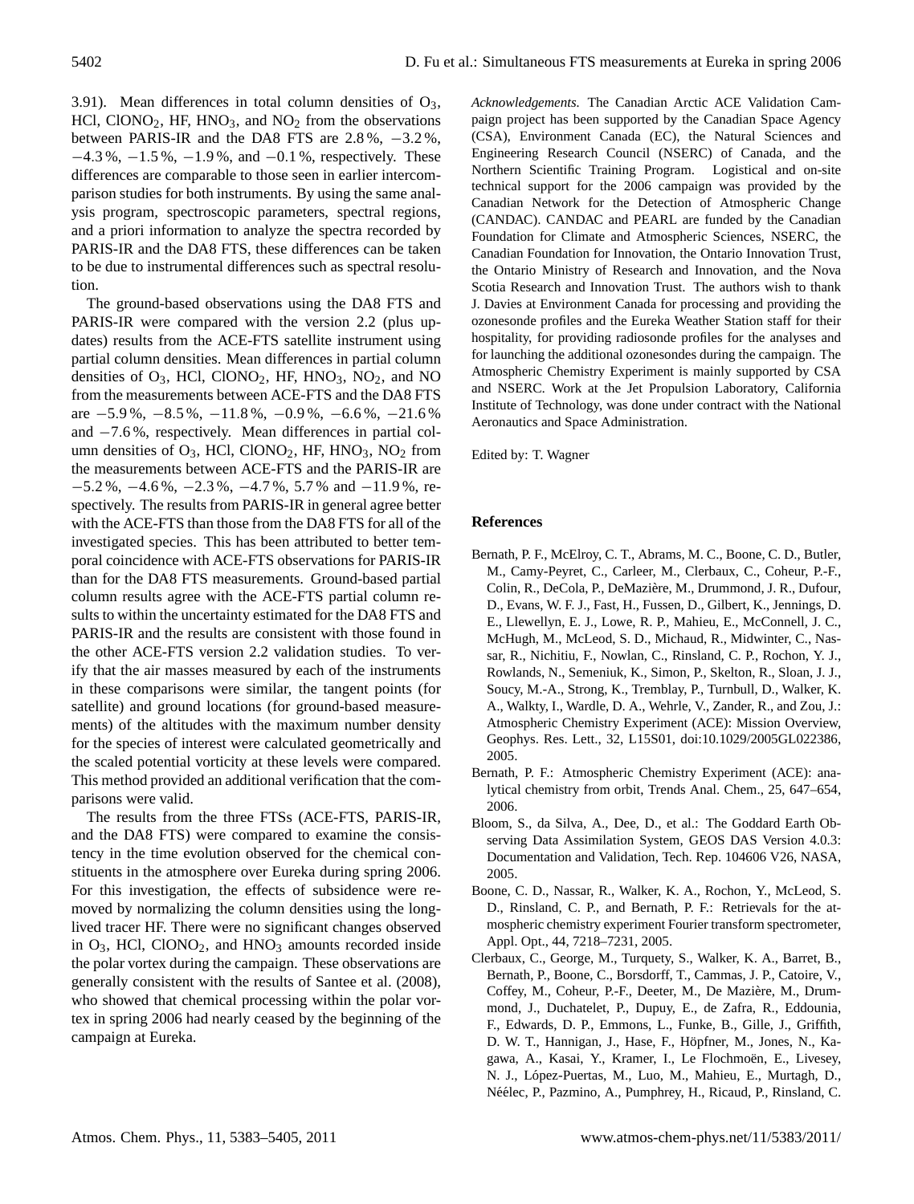3.91). Mean differences in total column densities of $O_3$, HCl, $ClONO_2$, HF, $HNO_3$, and $NO_2$ from the observations between PARIS-IR and the DA8 FTS are 2.8 %, −3.2 %, −4.3 %, −1.5 %, −1.9 %, and −0.1 %, respectively. These differences are comparable to those seen in earlier intercomparison studies for both instruments. By using the same analysis program, spectroscopic parameters, spectral regions, and a priori information to analyze the spectra recorded by PARIS-IR and the DA8 FTS, these differences can be taken to be due to instrumental differences such as spectral resolution.

The ground-based observations using the DA8 FTS and PARIS-IR were compared with the version 2.2 (plus updates) results from the ACE-FTS satellite instrument using partial column densities. Mean differences in partial column densities of $O_3$, HCl, $ClONO_2$, HF, $HNO_3$, $NO_2$, and NO from the measurements between ACE-FTS and the DA8 FTS are −5.9 %, −8.5 %, −11.8 %, −0.9 %, −6.6 %, −21.6 % and −7.6 %, respectively. Mean differences in partial column densities of $O_3$, HCl, $ClONO_2$, HF, $HNO_3$, $NO_2$ from the measurements between ACE-FTS and the PARIS-IR are −5.2 %, −4.6 %, −2.3 %, −4.7 %, 5.7 % and −11.9 %, respectively. The results from PARIS-IR in general agree better with the ACE-FTS than those from the DA8 FTS for all of the investigated species. This has been attributed to better temporal coincidence with ACE-FTS observations for PARIS-IR than for the DA8 FTS measurements. Ground-based partial column results agree with the ACE-FTS partial column results to within the uncertainty estimated for the DA8 FTS and PARIS-IR and the results are consistent with those found in the other ACE-FTS version 2.2 validation studies. To verify that the air masses measured by each of the instruments in these comparisons were similar, the tangent points (for satellite) and ground locations (for ground-based measurements) of the altitudes with the maximum number density for the species of interest were calculated geometrically and the scaled potential vorticity at these levels were compared. This method provided an additional verification that the comparisons were valid.

The results from the three FTSs (ACE-FTS, PARIS-IR, and the DA8 FTS) were compared to examine the consistency in the time evolution observed for the chemical constituents in the atmosphere over Eureka during spring 2006. For this investigation, the effects of subsidence were removed by normalizing the column densities using the long-lived tracer HF. There were no significant changes observed in $O_3$, HCl, $ClONO_2$, and $HNO_3$ amounts recorded inside the polar vortex during the campaign. These observations are generally consistent with the results of Santee et al. (2008), who showed that chemical processing within the polar vortex in spring 2006 had nearly ceased by the beginning of the campaign at Eureka.

*Acknowledgements.* The Canadian Arctic ACE Validation Campaign project has been supported by the Canadian Space Agency (CSA), Environment Canada (EC), the Natural Sciences and Engineering Research Council (NSERC) of Canada, and the Northern Scientific Training Program. Logistical and on-site technical support for the 2006 campaign was provided by the Canadian Network for the Detection of Atmospheric Change (CANDAC). CANDAC and PEARL are funded by the Canadian Foundation for Climate and Atmospheric Sciences, NSERC, the Canadian Foundation for Innovation, the Ontario Innovation Trust, the Ontario Ministry of Research and Innovation, and the Nova Scotia Research and Innovation Trust. The authors wish to thank J. Davies at Environment Canada for processing and providing the ozonesonde profiles and the Eureka Weather Station staff for their hospitality, for providing radiosonde profiles for the analyses and for launching the additional ozonesondes during the campaign. The Atmospheric Chemistry Experiment is mainly supported by CSA and NSERC. Work at the Jet Propulsion Laboratory, California Institute of Technology, was done under contract with the National Aeronautics and Space Administration.

Edited by: T. Wagner

## References

Bernath, P. F., McElroy, C. T., Abrams, M. C., Boone, C. D., Butler, M., Camy-Peyret, C., Carleer, M., Clerbaux, C., Coheur, P.-F., Colin, R., DeCola, P., DeMazière, M., Drummond, J. R., Dufour, D., Evans, W. F. J., Fast, H., Fussen, D., Gilbert, K., Jennings, D. E., Llewellyn, E. J., Lowe, R. P., Mahieu, E., McConnell, J. C., McHugh, M., McLeod, S. D., Michaud, R., Midwinter, C., Nassar, R., Nichitiu, F., Nowlan, C., Rinsland, C. P., Rochon, Y. J., Rowlands, N., Semeniuk, K., Simon, P., Skelton, R., Sloan, J. J., Soucy, M.-A., Strong, K., Tremblay, P., Turnbull, D., Walker, K. A., Walkty, I., Wardle, D. A., Wehrle, V., Zander, R., and Zou, J.: Atmospheric Chemistry Experiment (ACE): Mission Overview, Geophys. Res. Lett., 32, L15S01, doi:10.1029/2005GL022386, 2005.

Bernath, P. F.: Atmospheric Chemistry Experiment (ACE): analytical chemistry from orbit, Trends Anal. Chem., 25, 647–654, 2006.

Bloom, S., da Silva, A., Dee, D., et al.: The Goddard Earth Observing Data Assimilation System, GEOS DAS Version 4.0.3: Documentation and Validation, Tech. Rep. 104606 V26, NASA, 2005.

Boone, C. D., Nassar, R., Walker, K. A., Rochon, Y., McLeod, S. D., Rinsland, C. P., and Bernath, P. F.: Retrievals for the atmospheric chemistry experiment Fourier transform spectrometer, Appl. Opt., 44, 7218–7231, 2005.

Clerbaux, C., George, M., Turquety, S., Walker, K. A., Barret, B., Bernath, P., Boone, C., Borsdorff, T., Cammas, J. P., Catoire, V., Coffey, M., Coheur, P.-F., Deeter, M., De Mazière, M., Drummond, J., Duchatelet, P., Dupuy, E., de Zafra, R., Eddounia, F., Edwards, D. P., Emmons, L., Funke, B., Gille, J., Griffith, D. W. T., Hannigan, J., Hase, F., Höpfner, M., Jones, N., Kagawa, A., Kasai, Y., Kramer, I., Le Flochmoën, E., Livesey, N. J., López-Puertas, M., Luo, M., Mahieu, E., Murtagh, D., Nédélec, P., Pazmino, A., Pumphrey, H., Ricaud, P., Rinsland, C.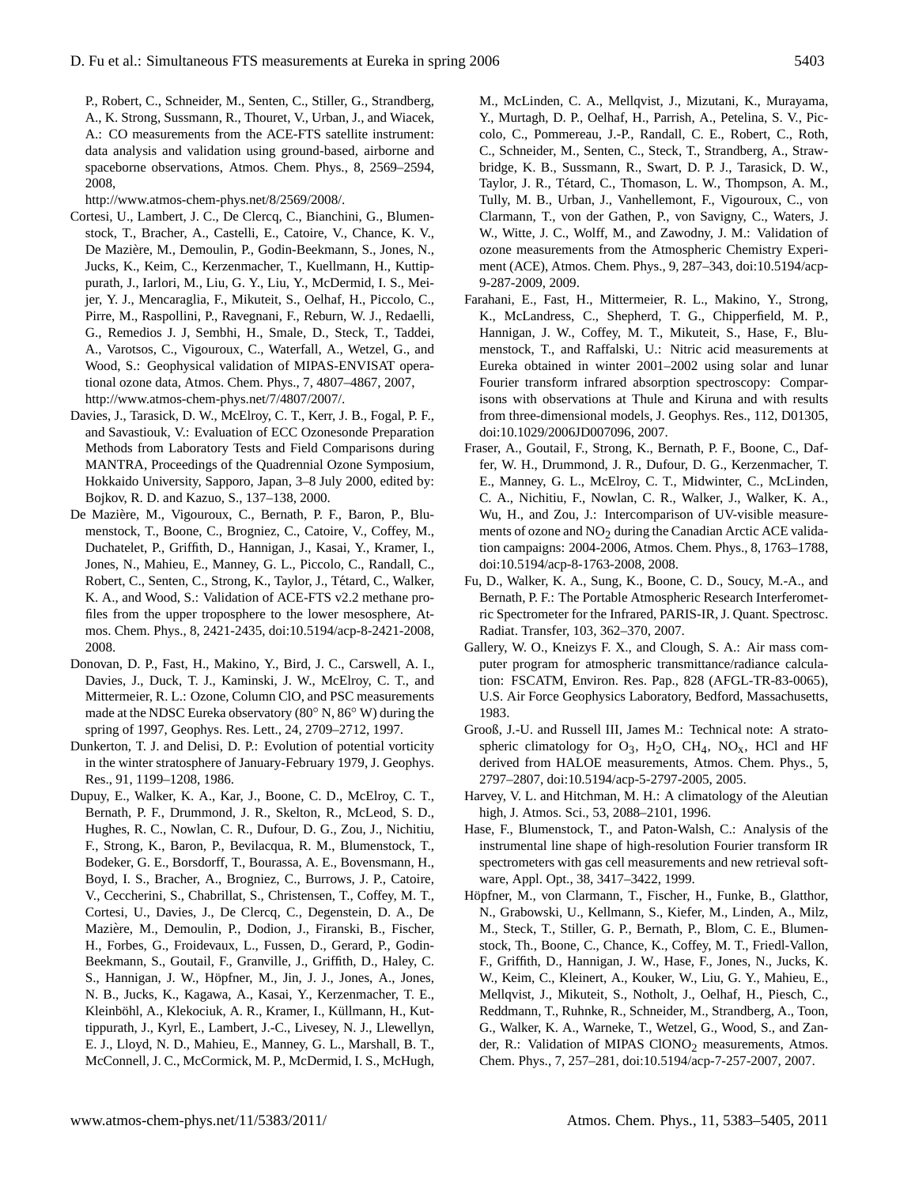P., Robert, C., Schneider, M., Senten, C., Stiller, G., Strandberg, A., K. Strong, Sussmann, R., Thouret, V., Urban, J., and Wiacek, A.: CO measurements from the ACE-FTS satellite instrument: data analysis and validation using ground-based, airborne and spaceborne observations, Atmos. Chem. Phys., 8, 2569–2594, 2008, http://www.atmos-chem-phys.net/8/2569/2008/.

Cortesi, U., Lambert, J. C., De Clercq, C., Bianchini, G., Blumenstock, T., Bracher, A., Castelli, E., Catoire, V., Chance, K. V., De Mazière, M., Demoulin, P., Godin-Beekmann, S., Jones, N., Jucks, K., Keim, C., Kerzenmacher, T., Kuellmann, H., Kuttippurath, J., Iarlori, M., Liu, G. Y., Liu, Y., McDermid, I. S., Meijer, Y. J., Mencaraglia, F., Mikuteit, S., Oelhaf, H., Piccolo, C., Pirre, M., Raspollini, P., Ravegnani, F., Reburn, W. J., Redaelli, G., Remedios J. J, Sembhi, H., Smale, D., Steck, T., Taddei, A., Varotsos, C., Vigouroux, C., Waterfall, A., Wetzel, G., and Wood, S.: Geophysical validation of MIPAS-ENVISAT operational ozone data, Atmos. Chem. Phys., 7, 4807–4867, 2007, http://www.atmos-chem-phys.net/7/4807/2007/.

Davies, J., Tarasick, D. W., McElroy, C. T., Kerr, J. B., Fogal, P. F., and Savastiouk, V.: Evaluation of ECC Ozonesonde Preparation Methods from Laboratory Tests and Field Comparisons during MANTRA, Proceedings of the Quadrennial Ozone Symposium, Hokkaido University, Sapporo, Japan, 3–8 July 2000, edited by: Bojkov, R. D. and Kazuo, S., 137–138, 2000.

De Mazière, M., Vigouroux, C., Bernath, P. F., Baron, P., Blumenstock, T., Boone, C., Brogniez, C., Catoire, V., Coffey, M., Duchatelet, P., Griffith, D., Hannigan, J., Kasai, Y., Kramer, I., Jones, N., Mahieu, E., Manney, G. L., Piccolo, C., Randall, C., Robert, C., Senten, C., Strong, K., Taylor, J., Tétard, C., Walker, K. A., and Wood, S.: Validation of ACE-FTS v2.2 methane profiles from the upper troposphere to the lower mesosphere, Atmos. Chem. Phys., 8, 2421-2435, doi:10.5194/acp-8-2421-2008, 2008.

Donovan, D. P., Fast, H., Makino, Y., Bird, J. C., Carswell, A. I., Davies, J., Duck, T. J., Kaminski, J. W., McElroy, C. T., and Mittermeier, R. L.: Ozone, Column ClO, and PSC measurements made at the NDSC Eureka observatory (80° N, 86° W) during the spring of 1997, Geophys. Res. Lett., 24, 2709–2712, 1997.

Dunkerton, T. J. and Delisi, D. P.: Evolution of potential vorticity in the winter stratosphere of January-February 1979, J. Geophys. Res., 91, 1199–1208, 1986.

Dupuy, E., Walker, K. A., Kar, J., Boone, C. D., McElroy, C. T., Bernath, P. F., Drummond, J. R., Skelton, R., McLeod, S. D., Hughes, R. C., Nowlan, C. R., Dufour, D. G., Zou, J., Nichitiu, F., Strong, K., Baron, P., Bevilacqua, R. M., Blumenstock, T., Bodeker, G. E., Borsdorff, T., Bourassa, A. E., Bovensmann, H., Boyd, I. S., Bracher, A., Brogniez, C., Burrows, J. P., Catoire, V., Ceccherini, S., Chabrillat, S., Christensen, T., Coffey, M. T., Cortesi, U., Davies, J., De Clercq, C., Degenstein, D. A., De Mazière, M., Demoulin, P., Dodion, J., Firanski, B., Fischer, H., Forbes, G., Froidevaux, L., Fussen, D., Gerard, P., Godin-Beekmann, S., Goutail, F., Granville, J., Griffith, D., Haley, C. S., Hannigan, J. W., Höpfner, M., Jin, J. J., Jones, A., Jones, N. B., Jucks, K., Kagawa, A., Kasai, Y., Kerzenmacher, T. E., Kleinböhl, A., Klekociuk, A. R., Kramer, I., Küllmann, H., Kuttippurath, J., Kyrl, E., Lambert, J.-C., Livesey, N. J., Llewellyn, E. J., Lloyd, N. D., Mahieu, E., Manney, G. L., Marshall, B. T., McConnell, J. C., McCormick, M. P., McDermid, I. S., McHugh, M., McLinden, C. A., Mellqvist, J., Mizutani, K., Murayama, Y., Murtagh, D. P., Oelhaf, H., Parrish, A., Petelina, S. V., Piccolo, C., Pommereau, J.-P., Randall, C. E., Robert, C., Roth, C., Schneider, M., Senten, C., Steck, T., Strandberg, A., Strawbridge, K. B., Sussmann, R., Swart, D. P. J., Tarasick, D. W., Taylor, J. R., Tétard, C., Thomason, L. W., Thompson, A. M., Tully, M. B., Urban, J., Vanhellemont, F., Vigouroux, C., von Clarmann, T., von der Gathen, P., von Savigny, C., Waters, J. W., Witte, J. C., Wolff, M., and Zawodny, J. M.: Validation of ozone measurements from the Atmospheric Chemistry Experiment (ACE), Atmos. Chem. Phys., 9, 287–343, doi:10.5194/acp-9-287-2009, 2009.

Farahani, E., Fast, H., Mittermeier, R. L., Makino, Y., Strong, K., McLandress, C., Shepherd, T. G., Chipperfield, M. P., Hannigan, J. W., Coffey, M. T., Mikuteit, S., Hase, F., Blumenstock, T., and Raffalski, U.: Nitric acid measurements at Eureka obtained in winter 2001–2002 using solar and lunar Fourier transform infrared absorption spectroscopy: Comparisons with observations at Thule and Kiruna and with results from three-dimensional models, J. Geophys. Res., 112, D01305, doi:10.1029/2006JD007096, 2007.

Fraser, A., Goutail, F., Strong, K., Bernath, P. F., Boone, C., Daffer, W. H., Drummond, J. R., Dufour, D. G., Kerzenmacher, T. E., Manney, G. L., McElroy, C. T., Midwinter, C., McLinden, C. A., Nichitiu, F., Nowlan, C. R., Walker, J., Walker, K. A., Wu, H., and Zou, J.: Intercomparison of UV-visible measurements of ozone and $NO_2$ during the Canadian Arctic ACE validation campaigns: 2004-2006, Atmos. Chem. Phys., 8, 1763–1788, doi:10.5194/acp-8-1763-2008, 2008.

Fu, D., Walker, K. A., Sung, K., Boone, C. D., Soucy, M.-A., and Bernath, P. F.: The Portable Atmospheric Research Interferometric Spectrometer for the Infrared, PARIS-IR, J. Quant. Spectrosc. Radiat. Transfer, 103, 362–370, 2007.

Gallery, W. O., Kneizys F. X., and Clough, S. A.: Air mass computer program for atmospheric transmittance/radiance calculation: FSCATM, Environ. Res. Pap., 828 (AFGL-TR-83-0065), U.S. Air Force Geophysics Laboratory, Bedford, Massachusetts, 1983.

Grooß, J.-U. and Russell III, James M.: Technical note: A stratospheric climatology for $O_3$, $H_2O$, $CH_4$, $NO_x$, HCl and HF derived from HALOE measurements, Atmos. Chem. Phys., 5, 2797–2807, doi:10.5194/acp-5-2797-2005, 2005.

Harvey, V. L. and Hitchman, M. H.: A climatology of the Aleutian high, J. Atmos. Sci., 53, 2088–2101, 1996.

Hase, F., Blumenstock, T., and Paton-Walsh, C.: Analysis of the instrumental line shape of high-resolution Fourier transform IR spectrometers with gas cell measurements and new retrieval software, Appl. Opt., 38, 3417–3422, 1999.

Höpfner, M., von Clarmann, T., Fischer, H., Funke, B., Glatthor, N., Grabowski, U., Kellmann, S., Kiefer, M., Linden, A., Milz, M., Steck, T., Stiller, G. P., Bernath, P., Blom, C. E., Blumenstock, Th., Boone, C., Chance, K., Coffey, M. T., Friedl-Vallon, F., Griffith, D., Hannigan, J. W., Hase, F., Jones, N., Jucks, K. W., Keim, C., Kleinert, A., Kouker, W., Liu, G. Y., Mahieu, E., Mellqvist, J., Mikuteit, S., Notholt, J., Oelhaf, H., Piesch, C., Reddmann, T., Ruhnke, R., Schneider, M., Strandberg, A., Toon, G., Walker, K. A., Warneke, T., Wetzel, G., Wood, S., and Zander, R.: Validation of MIPAS $ClONO_2$ measurements, Atmos. Chem. Phys., 7, 257–281, doi:10.5194/acp-7-257-2007, 2007.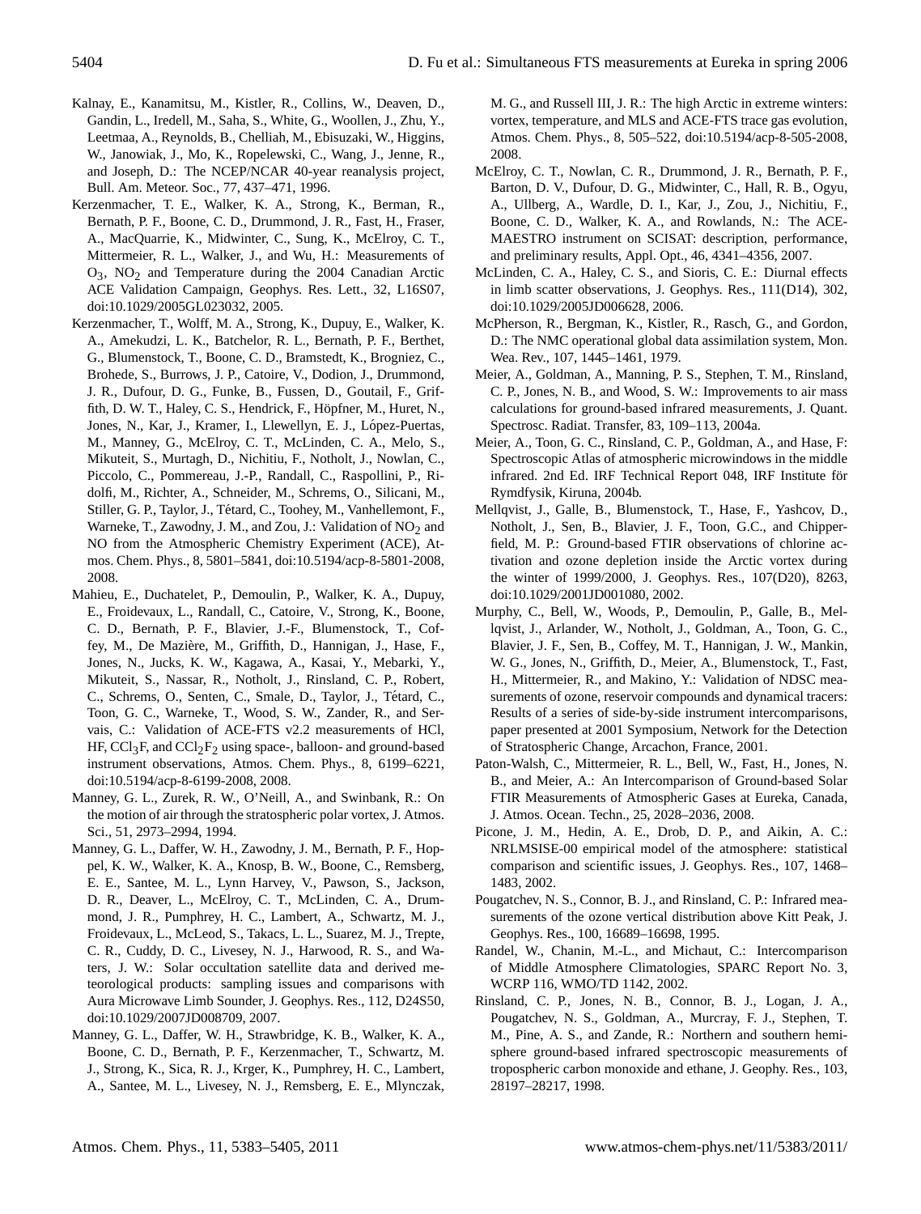Kalnay, E., Kanamitsu, M., Kistler, R., Collins, W., Deaven, D., Gandin, L., Iredell, M., Saha, S., White, G., Woollen, J., Zhu, Y., Leetmaa, A., Reynolds, B., Chelliah, M., Ebisuzaki, W., Higgins, W., Janowiak, J., Mo, K., Ropelewski, C., Wang, J., Jenne, R., and Joseph, D.: The NCEP/NCAR 40-year reanalysis project, Bull. Am. Meteor. Soc., 77, 437–471, 1996.

Kerzenmacher, T. E., Walker, K. A., Strong, K., Berman, R., Bernath, P. F., Boone, C. D., Drummond, J. R., Fast, H., Fraser, A., MacQuarrie, K., Midwinter, C., Sung, K., McElroy, C. T., Mittermeier, R. L., Walker, J., and Wu, H.: Measurements of $O_3$, $NO_2$ and Temperature during the 2004 Canadian Arctic ACE Validation Campaign, Geophys. Res. Lett., 32, L16S07, doi:10.1029/2005GL023032, 2005.

Kerzenmacher, T., Wolff, M. A., Strong, K., Dupuy, E., Walker, K. A., Amekudzi, L. K., Batchelor, R. L., Bernath, P. F., Berthet, G., Blumenstock, T., Boone, C. D., Bramstedt, K., Brogniez, C., Brohede, S., Burrows, J. P., Catoire, V., Dodion, J., Drummond, J. R., Dufour, D. G., Funke, B., Fussen, D., Goutail, F., Griffith, D. W. T., Haley, C. S., Hendrick, F., Höpfner, M., Huret, N., Jones, N., Kar, J., Kramer, I., Llewellyn, E. J., López-Puertas, M., Manney, G., McElroy, C. T., McLinden, C. A., Melo, S., Mikuteit, S., Murtagh, D., Nichitiu, F., Notholt, J., Nowlan, C., Piccolo, C., Pommereau, J.-P., Randall, C., Raspollini, P., Ridolfi, M., Richter, A., Schneider, M., Schrems, O., Silicani, M., Stiller, G. P., Taylor, J., Tétard, C., Toohey, M., Vanhellemont, F., Warneke, T., Zawodny, J. M., and Zou, J.: Validation of $NO_2$ and NO from the Atmospheric Chemistry Experiment (ACE), Atmos. Chem. Phys., 8, 5801–5841, doi:10.5194/acp-8-5801-2008, 2008.

Mahieu, E., Duchatelet, P., Demoulin, P., Walker, K. A., Dupuy, E., Froidevaux, L., Randall, C., Catoire, V., Strong, K., Boone, C. D., Bernath, P. F., Blavier, J.-F., Blumenstock, T., Coffey, M., De Mazière, M., Griffith, D., Hannigan, J., Hase, F., Jones, N., Jucks, K. W., Kagawa, A., Kasai, Y., Mebarki, Y., Mikuteit, S., Nassar, R., Notholt, J., Rinsland, C. P., Robert, C., Schrems, O., Senten, C., Smale, D., Taylor, J., Tétard, C., Toon, G. C., Warneke, T., Wood, S. W., Zander, R., and Servais, C.: Validation of ACE-FTS v2.2 measurements of HCl, HF, $CCl_3F$, and $CCl_2F_2$ using space-, balloon- and ground-based instrument observations, Atmos. Chem. Phys., 8, 6199–6221, doi:10.5194/acp-8-6199-2008, 2008.

Manney, G. L., Zurek, R. W., O'Neill, A., and Swinbank, R.: On the motion of air through the stratospheric polar vortex, J. Atmos. Sci., 51, 2973–2994, 1994.

Manney, G. L., Daffer, W. H., Zawodny, J. M., Bernath, P. F., Hoppel, K. W., Walker, K. A., Knosp, B. W., Boone, C., Remsberg, E. E., Santee, M. L., Lynn Harvey, V., Pawson, S., Jackson, D. R., Deaver, L., McElroy, C. T., McLinden, C. A., Drummond, J. R., Pumphrey, H. C., Lambert, A., Schwartz, M. J., Froidevaux, L., McLeod, S., Takacs, L. L., Suarez, M. J., Trepte, C. R., Cuddy, D. C., Livesey, N. J., Harwood, R. S., and Waters, J. W.: Solar occultation satellite data and derived meteorological products: sampling issues and comparisons with Aura Microwave Limb Sounder, J. Geophys. Res., 112, D24S50, doi:10.1029/2007JD008709, 2007.

Manney, G. L., Daffer, W. H., Strawbridge, K. B., Walker, K. A., Boone, C. D., Bernath, P. F., Kerzenmacher, T., Schwartz, M. J., Strong, K., Sica, R. J., Krger, K., Pumphrey, H. C., Lambert, A., Santee, M. L., Livesey, N. J., Remsberg, E. E., Mlynczak, M. G., and Russell III, J. R.: The high Arctic in extreme winters: vortex, temperature, and MLS and ACE-FTS trace gas evolution, Atmos. Chem. Phys., 8, 505–522, doi:10.5194/acp-8-505-2008, 2008.

McElroy, C. T., Nowlan, C. R., Drummond, J. R., Bernath, P. F., Barton, D. V., Dufour, D. G., Midwinter, C., Hall, R. B., Ogyu, A., Ullberg, A., Wardle, D. I., Kar, J., Zou, J., Nichitiu, F., Boone, C. D., Walker, K. A., and Rowlands, N.: The ACE-MAESTRO instrument on SCISAT: description, performance, and preliminary results, Appl. Opt., 46, 4341–4356, 2007.

McLinden, C. A., Haley, C. S., and Sioris, C. E.: Diurnal effects in limb scatter observations, J. Geophys. Res., 111(D14), 302, doi:10.1029/2005JD006628, 2006.

McPherson, R., Bergman, K., Kistler, R., Rasch, G., and Gordon, D.: The NMC operational global data assimilation system, Mon. Wea. Rev., 107, 1445–1461, 1979.

Meier, A., Goldman, A., Manning, P. S., Stephen, T. M., Rinsland, C. P., Jones, N. B., and Wood, S. W.: Improvements to air mass calculations for ground-based infrared measurements, J. Quant. Spectrosc. Radiat. Transfer, 83, 109–113, 2004a.

Meier, A., Toon, G. C., Rinsland, C. P., Goldman, A., and Hase, F: Spectroscopic Atlas of atmospheric microwindows in the middle infrared. 2nd Ed. IRF Technical Report 048, IRF Institute för Rymdfysik, Kiruna, 2004b.

Mellqvist, J., Galle, B., Blumenstock, T., Hase, F., Yashcov, D., Notholt, J., Sen, B., Blavier, J. F., Toon, G.C., and Chipperfield, M. P.: Ground-based FTIR observations of chlorine activation and ozone depletion inside the Arctic vortex during the winter of 1999/2000, J. Geophys. Res., 107(D20), 8263, doi:10.1029/2001JD001080, 2002.

Murphy, C., Bell, W., Woods, P., Demoulin, P., Galle, B., Mellqvist, J., Arlander, W., Notholt, J., Goldman, A., Toon, G. C., Blavier, J. F., Sen, B., Coffey, M. T., Hannigan, J. W., Mankin, W. G., Jones, N., Griffith, D., Meier, A., Blumenstock, T., Fast, H., Mittermeier, R., and Makino, Y.: Validation of NDSC measurements of ozone, reservoir compounds and dynamical tracers: Results of a series of side-by-side instrument intercomparisons, paper presented at 2001 Symposium, Network for the Detection of Stratospheric Change, Arcachon, France, 2001.

Paton-Walsh, C., Mittermeier, R. L., Bell, W., Fast, H., Jones, N. B., and Meier, A.: An Intercomparison of Ground-based Solar FTIR Measurements of Atmospheric Gases at Eureka, Canada, J. Atmos. Ocean. Techn., 25, 2028–2036, 2008.

Picone, J. M., Hedin, A. E., Drob, D. P., and Aikin, A. C.: NRLMSISE-00 empirical model of the atmosphere: statistical comparison and scientific issues, J. Geophys. Res., 107, 1468–1483, 2002.

Pougatchev, N. S., Connor, B. J., and Rinsland, C. P.: Infrared measurements of the ozone vertical distribution above Kitt Peak, J. Geophys. Res., 100, 16689–16698, 1995.

Randel, W., Chanin, M.-L., and Michaut, C.: Intercomparison of Middle Atmosphere Climatologies, SPARC Report No. 3, WCRP 116, WMO/TD 1142, 2002.

Rinsland, C. P., Jones, N. B., Connor, B. J., Logan, J. A., Pougatchev, N. S., Goldman, A., Murcray, F. J., Stephen, T. M., Pine, A. S., and Zande, R.: Northern and southern hemisphere ground-based infrared spectroscopic measurements of tropospheric carbon monoxide and ethane, J. Geophy. Res., 103, 28197–28217, 1998.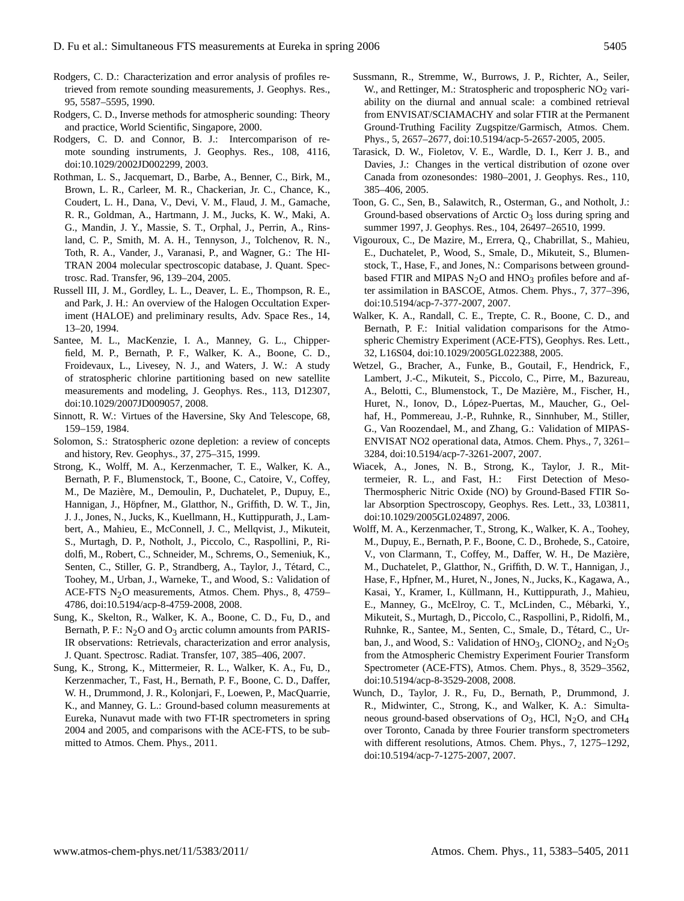Rodgers, C. D.: Characterization and error analysis of profiles retrieved from remote sounding measurements, J. Geophys. Res., 95, 5587–5595, 1990.

Rodgers, C. D., Inverse methods for atmospheric sounding: Theory and practice, World Scientific, Singapore, 2000.

Rodgers, C. D. and Connor, B. J.: Intercomparison of remote sounding instruments, J. Geophys. Res., 108, 4116, doi:10.1029/2002JD002299, 2003.

Rothman, L. S., Jacquemart, D., Barbe, A., Benner, C., Birk, M., Brown, L. R., Carleer, M. R., Chackerian, Jr. C., Chance, K., Coudert, L. H., Dana, V., Devi, V. M., Flaud, J. M., Gamache, R. R., Goldman, A., Hartmann, J. M., Jucks, K. W., Maki, A. G., Mandin, J. Y., Massie, S. T., Orphal, J., Perrin, A., Rinsland, C. P., Smith, M. A. H., Tennyson, J., Tolchenov, R. N., Toth, R. A., Vander, J., Varanasi, P., and Wagner, G.: The HITRAN 2004 molecular spectroscopic database, J. Quant. Spectrosc. Rad. Transfer, 96, 139–204, 2005.

Russell III, J. M., Gordley, L. L., Deaver, L. E., Thompson, R. E., and Park, J. H.: An overview of the Halogen Occultation Experiment (HALOE) and preliminary results, Adv. Space Res., 14, 13–20, 1994.

Santee, M. L., MacKenzie, I. A., Manney, G. L., Chipperfield, M. P., Bernath, P. F., Walker, K. A., Boone, C. D., Froidevaux, L., Livesey, N. J., and Waters, J. W.: A study of stratospheric chlorine partitioning based on new satellite measurements and modeling, J. Geophys. Res., 113, D12307, doi:10.1029/2007JD009057, 2008.

Sinnott, R. W.: Virtues of the Haversine, Sky And Telescope, 68, 159–159, 1984.

Solomon, S.: Stratospheric ozone depletion: a review of concepts and history, Rev. Geophys., 37, 275–315, 1999.

Strong, K., Wolff, M. A., Kerzenmacher, T. E., Walker, K. A., Bernath, P. F., Blumenstock, T., Boone, C., Catoire, V., Coffey, M., De Mazière, M., Demoulin, P., Duchatelet, P., Dupuy, E., Hannigan, J., Höpfner, M., Glatthor, N., Griffith, D. W. T., Jin, J. J., Jones, N., Jucks, K., Kuellmann, H., Kuttippurath, J., Lambert, A., Mahieu, E., McConnell, J. C., Mellqvist, J., Mikuteit, S., Murtagh, D. P., Notholt, J., Piccolo, C., Raspollini, P., Ridolfi, M., Robert, C., Schneider, M., Schrems, O., Semeniuk, K., Senten, C., Stiller, G. P., Strandberg, A., Taylor, J., Tétard, C., Toohey, M., Urban, J., Warneke, T., and Wood, S.: Validation of ACE-FTS $N_2O$ measurements, Atmos. Chem. Phys., 8, 4759–4786, doi:10.5194/acp-8-4759-2008, 2008.

Sung, K., Skelton, R., Walker, K. A., Boone, C. D., Fu, D., and Bernath, P. F.: $N_2O$ and $O_3$ arctic column amounts from PARIS-IR observations: Retrievals, characterization and error analysis, J. Quant. Spectrosc. Radiat. Transfer, 107, 385–406, 2007.

Sung, K., Strong, K., Mittermeier, R. L., Walker, K. A., Fu, D., Kerzenmacher, T., Fast, H., Bernath, P. F., Boone, C. D., Daffer, W. H., Drummond, J. R., Kolonjari, F., Loewen, P., MacQuarrie, K., and Manney, G. L.: Ground-based column measurements at Eureka, Nunavut made with two FT-IR spectrometers in spring 2004 and 2005, and comparisons with the ACE-FTS, to be submitted to Atmos. Chem. Phys., 2011.

Sussmann, R., Stremme, W., Burrows, J. P., Richter, A., Seiler, W., and Rettinger, M.: Stratospheric and tropospheric $NO_2$ variability on the diurnal and annual scale: a combined retrieval from ENVISAT/SCIAMACHY and solar FTIR at the Permanent Ground-Truthing Facility Zugspitze/Garmisch, Atmos. Chem. Phys., 5, 2657–2677, doi:10.5194/acp-5-2657-2005, 2005.

Tarasick, D. W., Fioletov, V. E., Wardle, D. I., Kerr J. B., and Davies, J.: Changes in the vertical distribution of ozone over Canada from ozonesondes: 1980–2001, J. Geophys. Res., 110, 385–406, 2005.

Toon, G. C., Sen, B., Salawitch, R., Osterman, G., and Notholt, J.: Ground-based observations of Arctic $O_3$ loss during spring and summer 1997, J. Geophys. Res., 104, 26497–26510, 1999.

Vigouroux, C., De Mazire, M., Errera, Q., Chabrillat, S., Mahieu, E., Duchatelet, P., Wood, S., Smale, D., Mikuteit, S., Blumenstock, T., Hase, F., and Jones, N.: Comparisons between ground-based FTIR and MIPAS $N_2O$ and $HNO_3$ profiles before and after assimilation in BASCOE, Atmos. Chem. Phys., 7, 377–396, doi:10.5194/acp-7-377-2007, 2007.

Walker, K. A., Randall, C. E., Trepte, C. R., Boone, C. D., and Bernath, P. F.: Initial validation comparisons for the Atmospheric Chemistry Experiment (ACE-FTS), Geophys. Res. Lett., 32, L16S04, doi:10.1029/2005GL022388, 2005.

Wetzel, G., Bracher, A., Funke, B., Goutail, F., Hendrick, F., Lambert, J.-C., Mikuteit, S., Piccolo, C., Pirre, M., Bazureau, A., Belotti, C., Blumenstock, T., De Mazière, M., Fischer, H., Huret, N., Ionov, D., López-Puertas, M., Maucher, G., Oelhaf, H., Pommereau, J.-P., Ruhnke, R., Sinnhuber, M., Stiller, G., Van Roozendael, M., and Zhang, G.: Validation of MIPAS-ENVISAT NO2 operational data, Atmos. Chem. Phys., 7, 3261–3284, doi:10.5194/acp-7-3261-2007, 2007.

Wiacek, A., Jones, N. B., Strong, K., Taylor, J. R., Mittermeier, R. L., and Fast, H.: First Detection of Meso-Thermospheric Nitric Oxide (NO) by Ground-Based FTIR Solar Absorption Spectroscopy, Geophys. Res. Lett., 33, L03811, doi:10.1029/2005GL024897, 2006.

Wolff, M. A., Kerzenmacher, T., Strong, K., Walker, K. A., Toohey, M., Dupuy, E., Bernath, P. F., Boone, C. D., Brohede, S., Catoire, V., von Clarmann, T., Coffey, M., Daffer, W. H., De Mazière, M., Duchatelet, P., Glatthor, N., Griffith, D. W. T., Hannigan, J., Hase, F., Hpfner, M., Huret, N., Jones, N., Jucks, K., Kagawa, A., Kasai, Y., Kramer, I., Küllmann, H., Kuttippurath, J., Mahieu, E., Manney, G., McElroy, C. T., McLinden, C., Mébarki, Y., Mikuteit, S., Murtagh, D., Piccolo, C., Raspollini, P., Ridolfi, M., Ruhnke, R., Santee, M., Senten, C., Smale, D., Tétard, C., Urban, J., and Wood, S.: Validation of $HNO_3$, $ClONO_2$, and $N_2O_5$ from the Atmospheric Chemistry Experiment Fourier Transform Spectrometer (ACE-FTS), Atmos. Chem. Phys., 8, 3529–3562, doi:10.5194/acp-8-3529-2008, 2008.

Wunch, D., Taylor, J. R., Fu, D., Bernath, P., Drummond, J. R., Midwinter, C., Strong, K., and Walker, K. A.: Simultaneous ground-based observations of $O_3$, HCl, $N_2O$, and $CH_4$ over Toronto, Canada by three Fourier transform spectrometers with different resolutions, Atmos. Chem. Phys., 7, 1275–1292, doi:10.5194/acp-7-1275-2007, 2007.